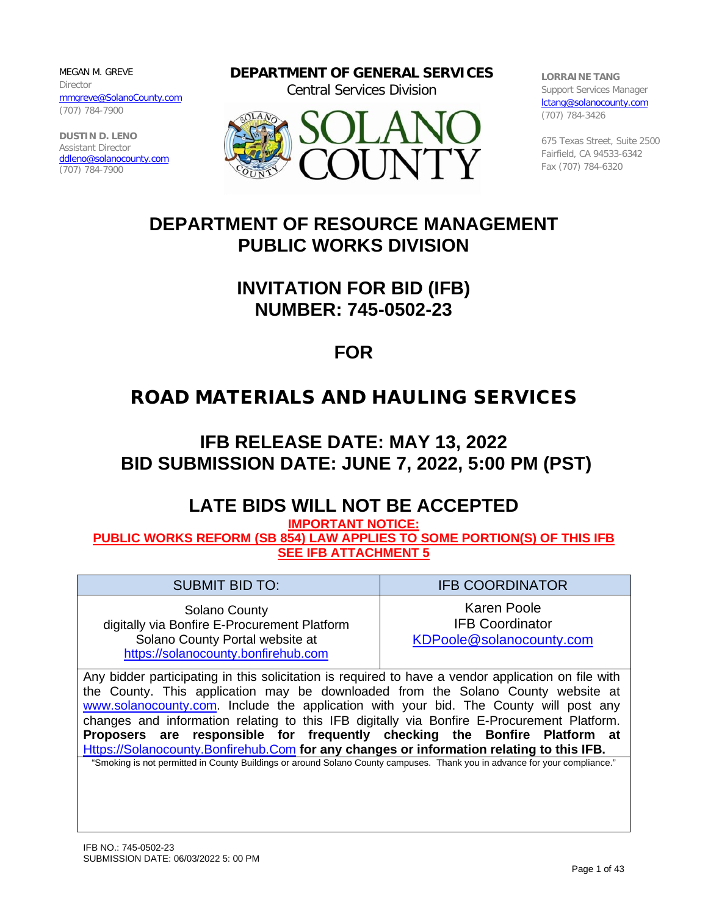MEGAN M. GREVE
Director
mmgreve@SolanoCounty.com
(707) 784-7900

DUSTIN D. LENO
Assistant Director
ddleno@solanocounty.com
(707) 784-7900

**DEPARTMENT OF GENERAL SERVICES**
Central Services Division

SOLANO COUNTY

LORRAINE TANG
Support Services Manager
lctang@solanocounty.com
(707) 784-3426

675 Texas Street, Suite 2500
Fairfield, CA 94533-6342
Fax (707) 784-6320

# DEPARTMENT OF RESOURCE MANAGEMENT PUBLIC WORKS DIVISION

# INVITATION FOR BID (IFB) NUMBER: 745-0502-23

# FOR

# ROAD MATERIALS AND HAULING SERVICES

## IFB RELEASE DATE: MAY 13, 2022
## BID SUBMISSION DATE: JUNE 7, 2022, 5:00 PM (PST)

## LATE BIDS WILL NOT BE ACCEPTED

**IMPORTANT NOTICE:**
**PUBLIC WORKS REFORM (SB 854) LAW APPLIES TO SOME PORTION(S) OF THIS IFB**
**SEE IFB ATTACHMENT 5**

| SUBMIT BID TO: | IFB COORDINATOR |
|---|---|
| Solano County digitally via Bonfire E-Procurement Platform Solano County Portal website at https://solanocounty.bonfirehub.com | Karen Poole IFB Coordinator KDPoole@solanocounty.com |

Any bidder participating in this solicitation is required to have a vendor application on file with the County. This application may be downloaded from the Solano County website at www.solanocounty.com. Include the application with your bid. The County will post any changes and information relating to this IFB digitally via Bonfire E-Procurement Platform. **Proposers are responsible for frequently checking the Bonfire Platform at** Https://Solanocounty.Bonfirehub.Com **for any changes or information relating to this IFB.**

"Smoking is not permitted in County Buildings or around Solano County campuses. Thank you in advance for your compliance."

IFB NO.: 745-0502-23
SUBMISSION DATE: 06/03/2022 5: 00 PM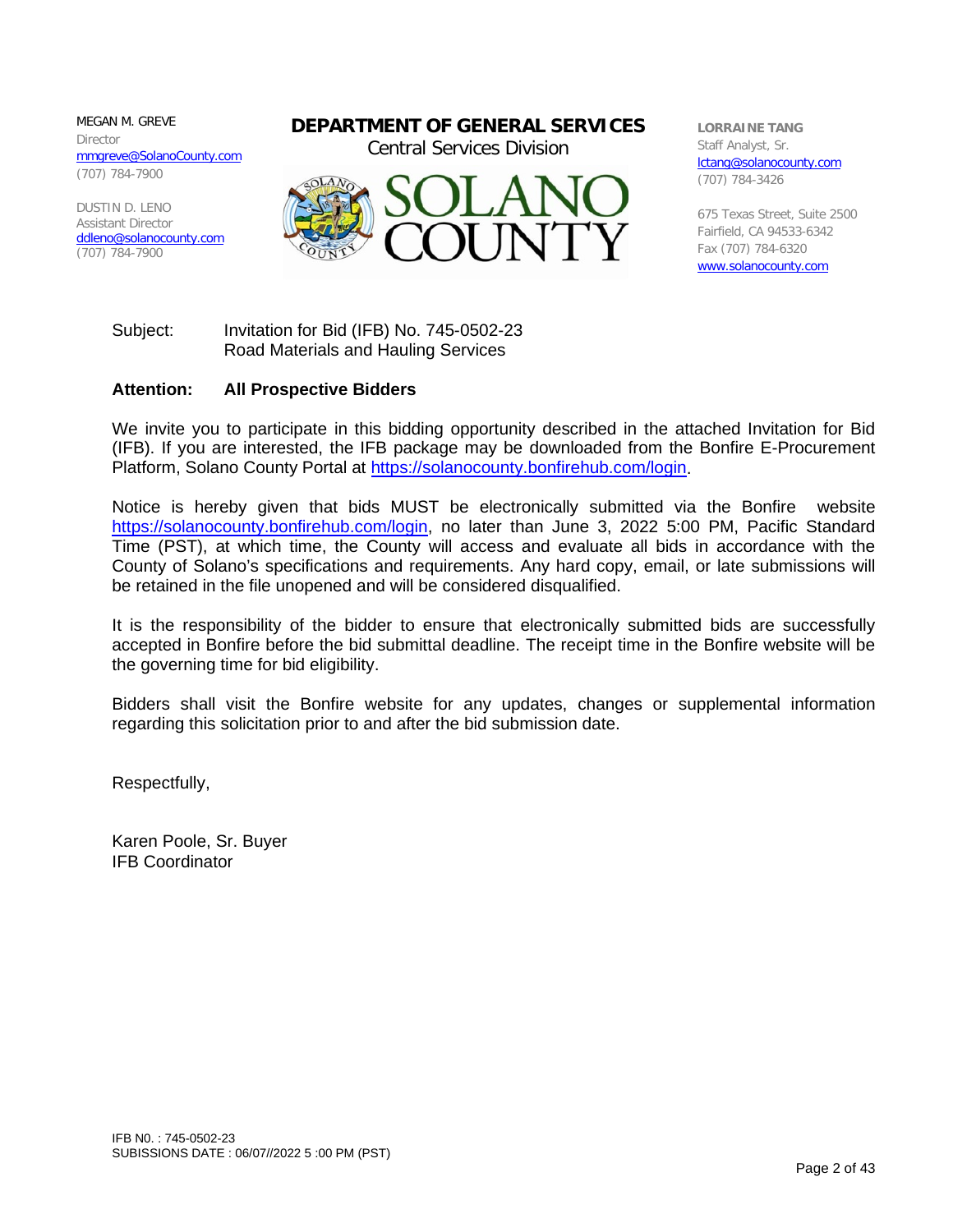MEGAN M. GREVE
Director
mmgreve@SolanoCounty.com
(707) 784-7900

DUSTIN D. LENO
Assistant Director
ddleno@solanocounty.com
(707) 784-7900

**DEPARTMENT OF GENERAL SERVICES**
Central Services Division

SOLANO COUNTY

**LORRAINE TANG**
Staff Analyst, Sr.
lctang@solanocounty.com
(707) 784-3426

675 Texas Street, Suite 2500
Fairfield, CA 94533-6342
Fax (707) 784-6320
www.solanocounty.com

Subject: Invitation for Bid (IFB) No. 745-0502-23
Road Materials and Hauling Services

**Attention: All Prospective Bidders**

We invite you to participate in this bidding opportunity described in the attached Invitation for Bid (IFB). If you are interested, the IFB package may be downloaded from the Bonfire E-Procurement Platform, Solano County Portal at https://solanocounty.bonfirehub.com/login.

Notice is hereby given that bids MUST be electronically submitted via the Bonfire website https://solanocounty.bonfirehub.com/login, no later than June 3, 2022 5:00 PM, Pacific Standard Time (PST), at which time, the County will access and evaluate all bids in accordance with the County of Solano's specifications and requirements. Any hard copy, email, or late submissions will be retained in the file unopened and will be considered disqualified.

It is the responsibility of the bidder to ensure that electronically submitted bids are successfully accepted in Bonfire before the bid submittal deadline. The receipt time in the Bonfire website will be the governing time for bid eligibility.

Bidders shall visit the Bonfire website for any updates, changes or supplemental information regarding this solicitation prior to and after the bid submission date.

Respectfully,

Karen Poole, Sr. Buyer
IFB Coordinator

IFB N0. : 745-0502-23
SUBISSIONS DATE : 06/07//2022 5 :00 PM (PST)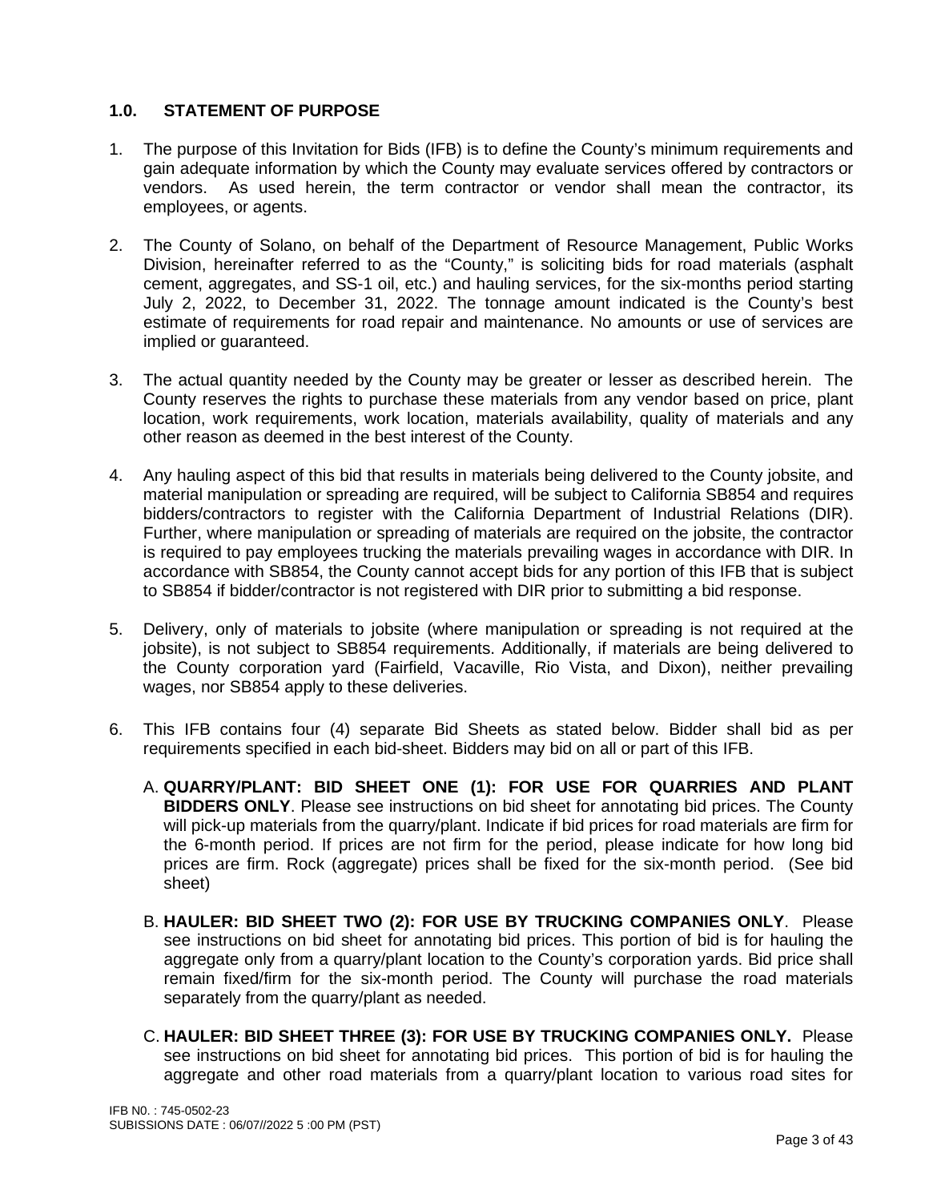## 1.0. STATEMENT OF PURPOSE

1. The purpose of this Invitation for Bids (IFB) is to define the County's minimum requirements and gain adequate information by which the County may evaluate services offered by contractors or vendors. As used herein, the term contractor or vendor shall mean the contractor, its employees, or agents.

2. The County of Solano, on behalf of the Department of Resource Management, Public Works Division, hereinafter referred to as the "County," is soliciting bids for road materials (asphalt cement, aggregates, and SS-1 oil, etc.) and hauling services, for the six-months period starting July 2, 2022, to December 31, 2022. The tonnage amount indicated is the County's best estimate of requirements for road repair and maintenance. No amounts or use of services are implied or guaranteed.

3. The actual quantity needed by the County may be greater or lesser as described herein. The County reserves the rights to purchase these materials from any vendor based on price, plant location, work requirements, work location, materials availability, quality of materials and any other reason as deemed in the best interest of the County.

4. Any hauling aspect of this bid that results in materials being delivered to the County jobsite, and material manipulation or spreading are required, will be subject to California SB854 and requires bidders/contractors to register with the California Department of Industrial Relations (DIR). Further, where manipulation or spreading of materials are required on the jobsite, the contractor is required to pay employees trucking the materials prevailing wages in accordance with DIR. In accordance with SB854, the County cannot accept bids for any portion of this IFB that is subject to SB854 if bidder/contractor is not registered with DIR prior to submitting a bid response.

5. Delivery, only of materials to jobsite (where manipulation or spreading is not required at the jobsite), is not subject to SB854 requirements. Additionally, if materials are being delivered to the County corporation yard (Fairfield, Vacaville, Rio Vista, and Dixon), neither prevailing wages, nor SB854 apply to these deliveries.

6. This IFB contains four (4) separate Bid Sheets as stated below. Bidder shall bid as per requirements specified in each bid-sheet. Bidders may bid on all or part of this IFB.

   A. **QUARRY/PLANT: BID SHEET ONE (1): FOR USE FOR QUARRIES AND PLANT BIDDERS ONLY**. Please see instructions on bid sheet for annotating bid prices. The County will pick-up materials from the quarry/plant. Indicate if bid prices for road materials are firm for the 6-month period. If prices are not firm for the period, please indicate for how long bid prices are firm. Rock (aggregate) prices shall be fixed for the six-month period. (See bid sheet)

   B. **HAULER: BID SHEET TWO (2): FOR USE BY TRUCKING COMPANIES ONLY**. Please see instructions on bid sheet for annotating bid prices. This portion of bid is for hauling the aggregate only from a quarry/plant location to the County's corporation yards. Bid price shall remain fixed/firm for the six-month period. The County will purchase the road materials separately from the quarry/plant as needed.

   C. **HAULER: BID SHEET THREE (3): FOR USE BY TRUCKING COMPANIES ONLY.** Please see instructions on bid sheet for annotating bid prices. This portion of bid is for hauling the aggregate and other road materials from a quarry/plant location to various road sites for

IFB N0. : 745-0502-23
SUBISSIONS DATE : 06/07//2022 5 :00 PM (PST)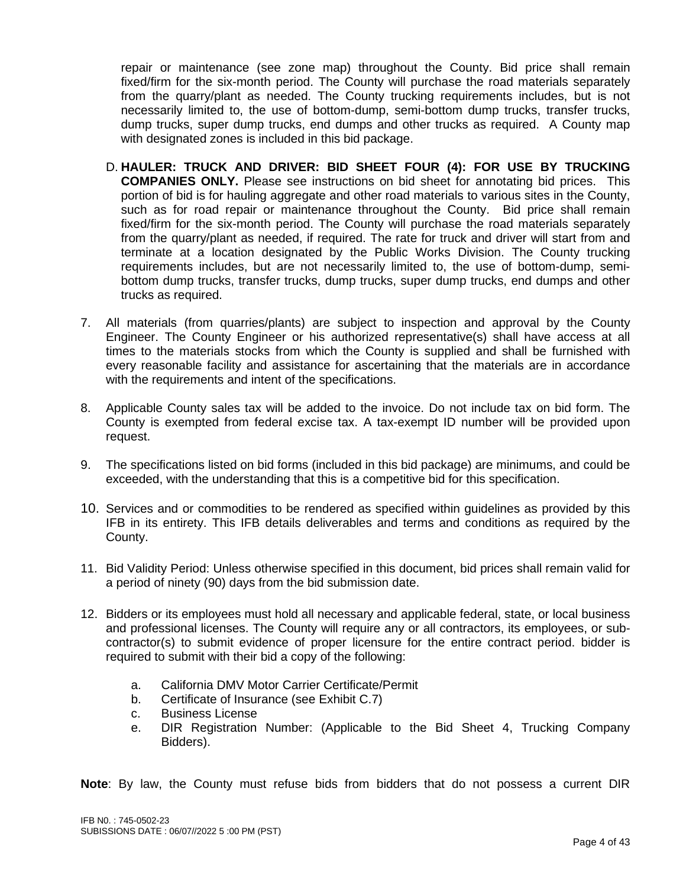repair or maintenance (see zone map) throughout the County. Bid price shall remain fixed/firm for the six-month period. The County will purchase the road materials separately from the quarry/plant as needed. The County trucking requirements includes, but is not necessarily limited to, the use of bottom-dump, semi-bottom dump trucks, transfer trucks, dump trucks, super dump trucks, end dumps and other trucks as required. A County map with designated zones is included in this bid package.

D. **HAULER: TRUCK AND DRIVER: BID SHEET FOUR (4): FOR USE BY TRUCKING COMPANIES ONLY.** Please see instructions on bid sheet for annotating bid prices. This portion of bid is for hauling aggregate and other road materials to various sites in the County, such as for road repair or maintenance throughout the County. Bid price shall remain fixed/firm for the six-month period. The County will purchase the road materials separately from the quarry/plant as needed, if required. The rate for truck and driver will start from and terminate at a location designated by the Public Works Division. The County trucking requirements includes, but are not necessarily limited to, the use of bottom-dump, semi-bottom dump trucks, transfer trucks, dump trucks, super dump trucks, end dumps and other trucks as required.

7. All materials (from quarries/plants) are subject to inspection and approval by the County Engineer. The County Engineer or his authorized representative(s) shall have access at all times to the materials stocks from which the County is supplied and shall be furnished with every reasonable facility and assistance for ascertaining that the materials are in accordance with the requirements and intent of the specifications.

8. Applicable County sales tax will be added to the invoice. Do not include tax on bid form. The County is exempted from federal excise tax. A tax-exempt ID number will be provided upon request.

9. The specifications listed on bid forms (included in this bid package) are minimums, and could be exceeded, with the understanding that this is a competitive bid for this specification.

10. Services and or commodities to be rendered as specified within guidelines as provided by this IFB in its entirety. This IFB details deliverables and terms and conditions as required by the County.

11. Bid Validity Period: Unless otherwise specified in this document, bid prices shall remain valid for a period of ninety (90) days from the bid submission date.

12. Bidders or its employees must hold all necessary and applicable federal, state, or local business and professional licenses. The County will require any or all contractors, its employees, or sub-contractor(s) to submit evidence of proper licensure for the entire contract period. bidder is required to submit with their bid a copy of the following:

    a. California DMV Motor Carrier Certificate/Permit
    b. Certificate of Insurance (see Exhibit C.7)
    c. Business License
    e. DIR Registration Number: (Applicable to the Bid Sheet 4, Trucking Company Bidders).

**Note**: By law, the County must refuse bids from bidders that do not possess a current DIR

IFB N0. : 745-0502-23
SUBISSIONS DATE : 06/07//2022 5 :00 PM (PST)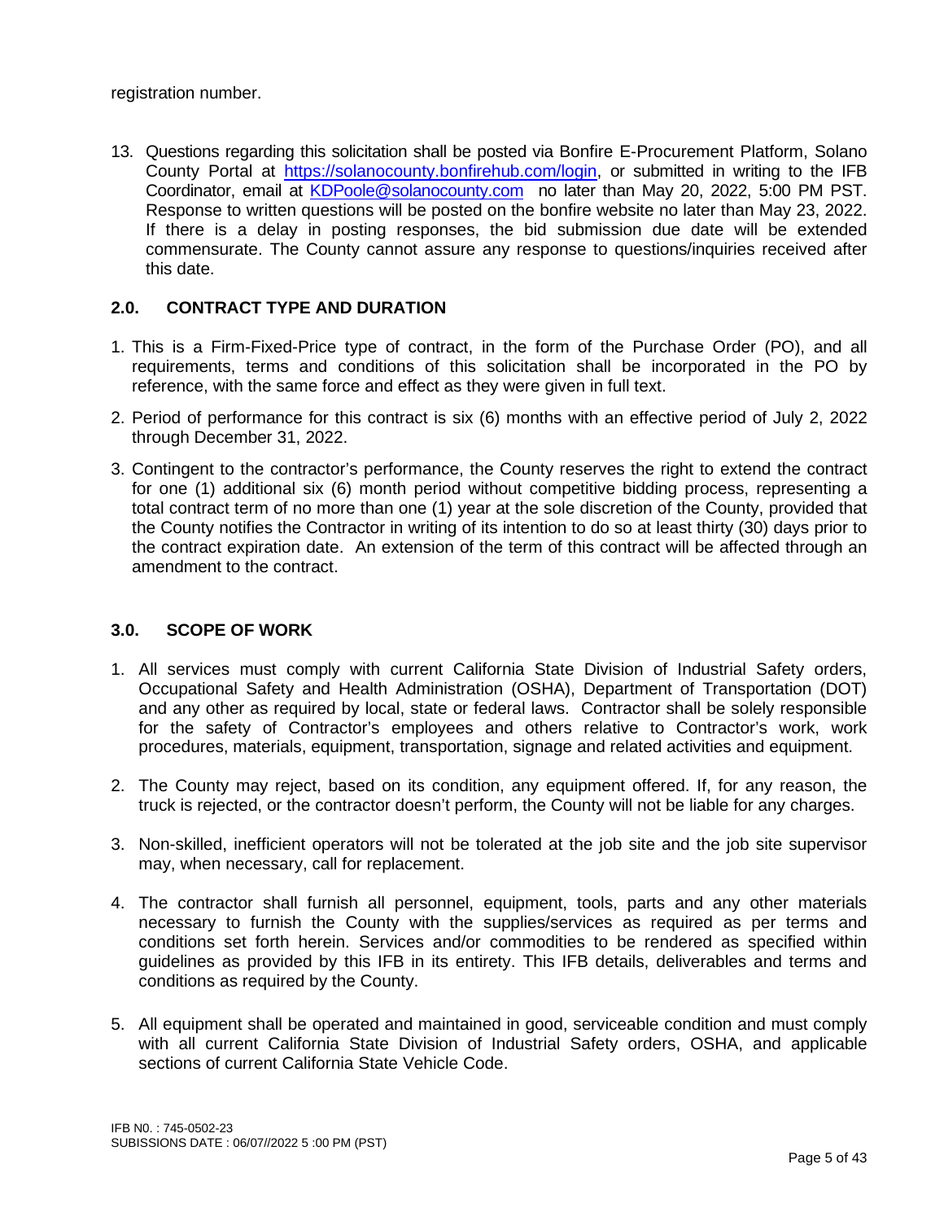registration number.

13. Questions regarding this solicitation shall be posted via Bonfire E-Procurement Platform, Solano County Portal at https://solanocounty.bonfirehub.com/login, or submitted in writing to the IFB Coordinator, email at KDPoole@solanocounty.com no later than May 20, 2022, 5:00 PM PST. Response to written questions will be posted on the bonfire website no later than May 23, 2022. If there is a delay in posting responses, the bid submission due date will be extended commensurate. The County cannot assure any response to questions/inquiries received after this date.

## 2.0. CONTRACT TYPE AND DURATION

1. This is a Firm-Fixed-Price type of contract, in the form of the Purchase Order (PO), and all requirements, terms and conditions of this solicitation shall be incorporated in the PO by reference, with the same force and effect as they were given in full text.
2. Period of performance for this contract is six (6) months with an effective period of July 2, 2022 through December 31, 2022.
3. Contingent to the contractor's performance, the County reserves the right to extend the contract for one (1) additional six (6) month period without competitive bidding process, representing a total contract term of no more than one (1) year at the sole discretion of the County, provided that the County notifies the Contractor in writing of its intention to do so at least thirty (30) days prior to the contract expiration date. An extension of the term of this contract will be affected through an amendment to the contract.

## 3.0. SCOPE OF WORK

1. All services must comply with current California State Division of Industrial Safety orders, Occupational Safety and Health Administration (OSHA), Department of Transportation (DOT) and any other as required by local, state or federal laws. Contractor shall be solely responsible for the safety of Contractor's employees and others relative to Contractor's work, work procedures, materials, equipment, transportation, signage and related activities and equipment.
2. The County may reject, based on its condition, any equipment offered. If, for any reason, the truck is rejected, or the contractor doesn't perform, the County will not be liable for any charges.
3. Non-skilled, inefficient operators will not be tolerated at the job site and the job site supervisor may, when necessary, call for replacement.
4. The contractor shall furnish all personnel, equipment, tools, parts and any other materials necessary to furnish the County with the supplies/services as required as per terms and conditions set forth herein. Services and/or commodities to be rendered as specified within guidelines as provided by this IFB in its entirety. This IFB details, deliverables and terms and conditions as required by the County.
5. All equipment shall be operated and maintained in good, serviceable condition and must comply with all current California State Division of Industrial Safety orders, OSHA, and applicable sections of current California State Vehicle Code.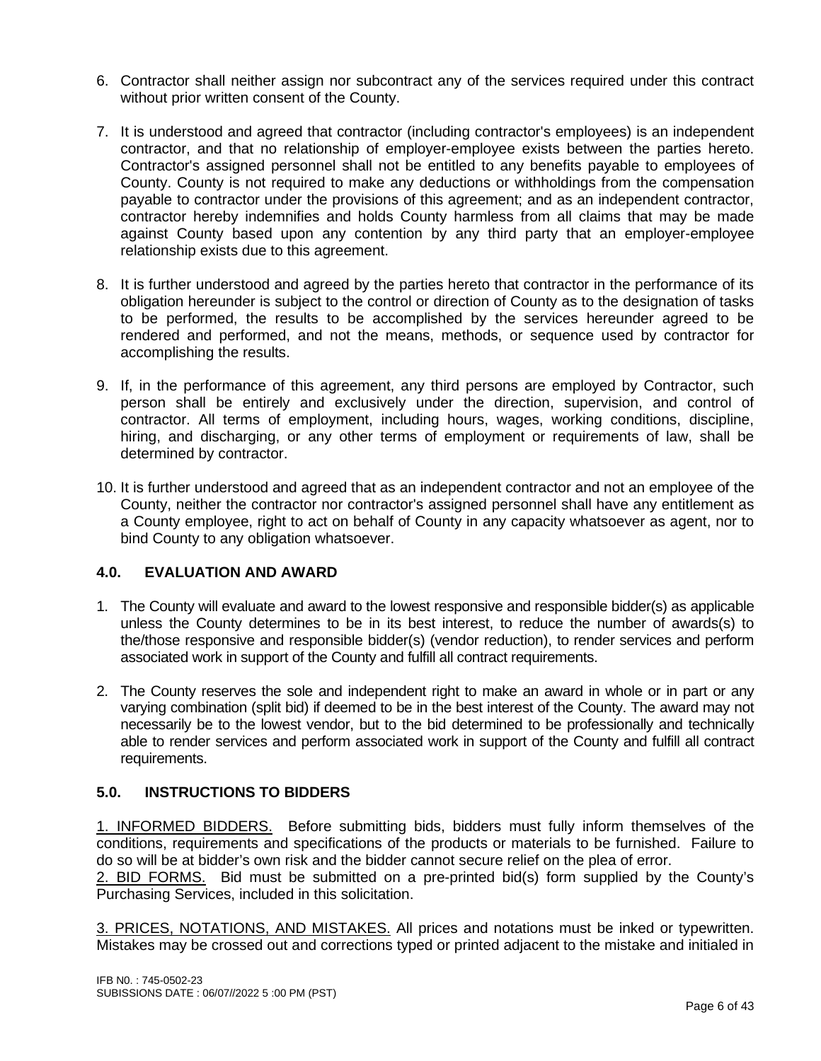6. Contractor shall neither assign nor subcontract any of the services required under this contract without prior written consent of the County.

7. It is understood and agreed that contractor (including contractor's employees) is an independent contractor, and that no relationship of employer-employee exists between the parties hereto. Contractor's assigned personnel shall not be entitled to any benefits payable to employees of County. County is not required to make any deductions or withholdings from the compensation payable to contractor under the provisions of this agreement; and as an independent contractor, contractor hereby indemnifies and holds County harmless from all claims that may be made against County based upon any contention by any third party that an employer-employee relationship exists due to this agreement.

8. It is further understood and agreed by the parties hereto that contractor in the performance of its obligation hereunder is subject to the control or direction of County as to the designation of tasks to be performed, the results to be accomplished by the services hereunder agreed to be rendered and performed, and not the means, methods, or sequence used by contractor for accomplishing the results.

9. If, in the performance of this agreement, any third persons are employed by Contractor, such person shall be entirely and exclusively under the direction, supervision, and control of contractor. All terms of employment, including hours, wages, working conditions, discipline, hiring, and discharging, or any other terms of employment or requirements of law, shall be determined by contractor.

10. It is further understood and agreed that as an independent contractor and not an employee of the County, neither the contractor nor contractor's assigned personnel shall have any entitlement as a County employee, right to act on behalf of County in any capacity whatsoever as agent, nor to bind County to any obligation whatsoever.

## 4.0. EVALUATION AND AWARD

1. The County will evaluate and award to the lowest responsive and responsible bidder(s) as applicable unless the County determines to be in its best interest, to reduce the number of awards(s) to the/those responsive and responsible bidder(s) (vendor reduction), to render services and perform associated work in support of the County and fulfill all contract requirements.

2. The County reserves the sole and independent right to make an award in whole or in part or any varying combination (split bid) if deemed to be in the best interest of the County. The award may not necessarily be to the lowest vendor, but to the bid determined to be professionally and technically able to render services and perform associated work in support of the County and fulfill all contract requirements.

## 5.0. INSTRUCTIONS TO BIDDERS

1. INFORMED BIDDERS. Before submitting bids, bidders must fully inform themselves of the conditions, requirements and specifications of the products or materials to be furnished. Failure to do so will be at bidder's own risk and the bidder cannot secure relief on the plea of error.
2. BID FORMS. Bid must be submitted on a pre-printed bid(s) form supplied by the County's Purchasing Services, included in this solicitation.

3. PRICES, NOTATIONS, AND MISTAKES. All prices and notations must be inked or typewritten. Mistakes may be crossed out and corrections typed or printed adjacent to the mistake and initialed in

IFB N0. : 745-0502-23
SUBISSIONS DATE : 06/07//2022 5 :00 PM (PST)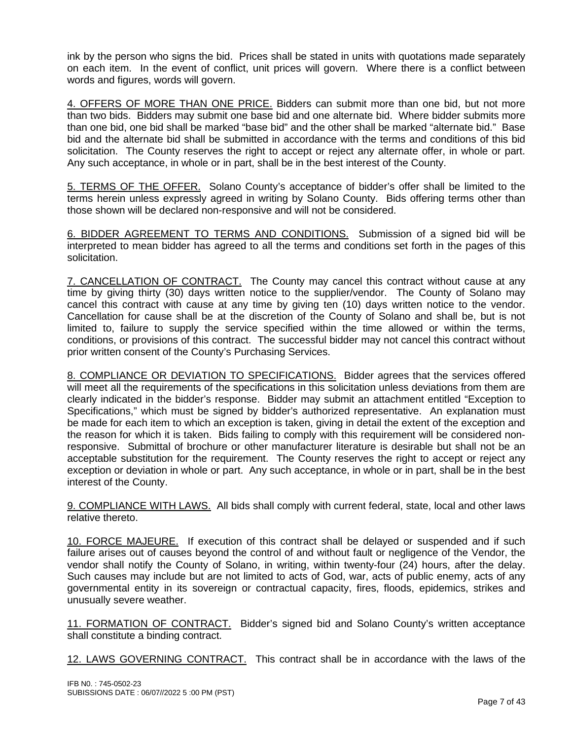ink by the person who signs the bid. Prices shall be stated in units with quotations made separately on each item. In the event of conflict, unit prices will govern. Where there is a conflict between words and figures, words will govern.

4. OFFERS OF MORE THAN ONE PRICE. Bidders can submit more than one bid, but not more than two bids. Bidders may submit one base bid and one alternate bid. Where bidder submits more than one bid, one bid shall be marked "base bid" and the other shall be marked "alternate bid." Base bid and the alternate bid shall be submitted in accordance with the terms and conditions of this bid solicitation. The County reserves the right to accept or reject any alternate offer, in whole or part. Any such acceptance, in whole or in part, shall be in the best interest of the County.

5. TERMS OF THE OFFER. Solano County's acceptance of bidder's offer shall be limited to the terms herein unless expressly agreed in writing by Solano County. Bids offering terms other than those shown will be declared non-responsive and will not be considered.

6. BIDDER AGREEMENT TO TERMS AND CONDITIONS. Submission of a signed bid will be interpreted to mean bidder has agreed to all the terms and conditions set forth in the pages of this solicitation.

7. CANCELLATION OF CONTRACT. The County may cancel this contract without cause at any time by giving thirty (30) days written notice to the supplier/vendor. The County of Solano may cancel this contract with cause at any time by giving ten (10) days written notice to the vendor. Cancellation for cause shall be at the discretion of the County of Solano and shall be, but is not limited to, failure to supply the service specified within the time allowed or within the terms, conditions, or provisions of this contract. The successful bidder may not cancel this contract without prior written consent of the County's Purchasing Services.

8. COMPLIANCE OR DEVIATION TO SPECIFICATIONS. Bidder agrees that the services offered will meet all the requirements of the specifications in this solicitation unless deviations from them are clearly indicated in the bidder's response. Bidder may submit an attachment entitled "Exception to Specifications," which must be signed by bidder's authorized representative. An explanation must be made for each item to which an exception is taken, giving in detail the extent of the exception and the reason for which it is taken. Bids failing to comply with this requirement will be considered non-responsive. Submittal of brochure or other manufacturer literature is desirable but shall not be an acceptable substitution for the requirement. The County reserves the right to accept or reject any exception or deviation in whole or part. Any such acceptance, in whole or in part, shall be in the best interest of the County.

9. COMPLIANCE WITH LAWS. All bids shall comply with current federal, state, local and other laws relative thereto.

10. FORCE MAJEURE. If execution of this contract shall be delayed or suspended and if such failure arises out of causes beyond the control of and without fault or negligence of the Vendor, the vendor shall notify the County of Solano, in writing, within twenty-four (24) hours, after the delay. Such causes may include but are not limited to acts of God, war, acts of public enemy, acts of any governmental entity in its sovereign or contractual capacity, fires, floods, epidemics, strikes and unusually severe weather.

11. FORMATION OF CONTRACT. Bidder's signed bid and Solano County's written acceptance shall constitute a binding contract.

12. LAWS GOVERNING CONTRACT. This contract shall be in accordance with the laws of the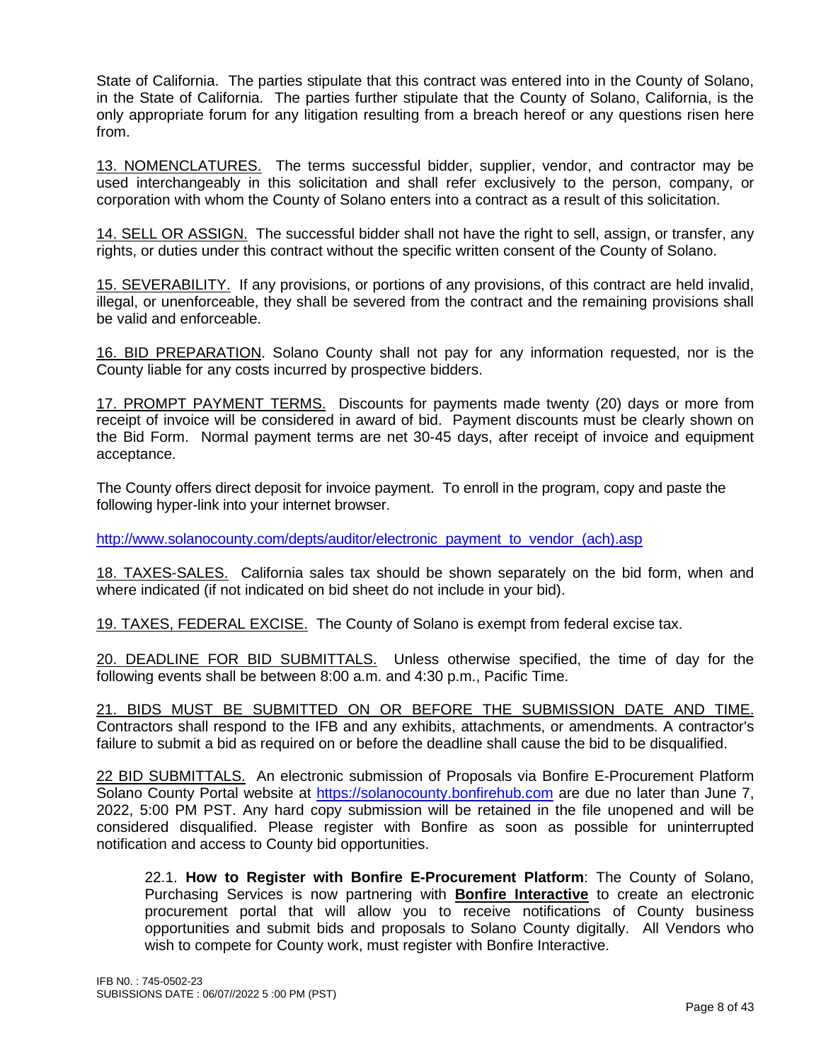State of California. The parties stipulate that this contract was entered into in the County of Solano, in the State of California. The parties further stipulate that the County of Solano, California, is the only appropriate forum for any litigation resulting from a breach hereof or any questions risen here from.

<u>13. NOMENCLATURES.</u> The terms successful bidder, supplier, vendor, and contractor may be used interchangeably in this solicitation and shall refer exclusively to the person, company, or corporation with whom the County of Solano enters into a contract as a result of this solicitation.

<u>14. SELL OR ASSIGN.</u> The successful bidder shall not have the right to sell, assign, or transfer, any rights, or duties under this contract without the specific written consent of the County of Solano.

<u>15. SEVERABILITY.</u> If any provisions, or portions of any provisions, of this contract are held invalid, illegal, or unenforceable, they shall be severed from the contract and the remaining provisions shall be valid and enforceable.

<u>16. BID PREPARATION</u>. Solano County shall not pay for any information requested, nor is the County liable for any costs incurred by prospective bidders.

<u>17. PROMPT PAYMENT TERMS.</u> Discounts for payments made twenty (20) days or more from receipt of invoice will be considered in award of bid. Payment discounts must be clearly shown on the Bid Form. Normal payment terms are net 30-45 days, after receipt of invoice and equipment acceptance.

The County offers direct deposit for invoice payment. To enroll in the program, copy and paste the following hyper-link into your internet browser.

http://www.solanocounty.com/depts/auditor/electronic_payment_to_vendor_(ach).asp

<u>18. TAXES-SALES.</u> California sales tax should be shown separately on the bid form, when and where indicated (if not indicated on bid sheet do not include in your bid).

<u>19. TAXES, FEDERAL EXCISE.</u> The County of Solano is exempt from federal excise tax.

<u>20. DEADLINE FOR BID SUBMITTALS.</u> Unless otherwise specified, the time of day for the following events shall be between 8:00 a.m. and 4:30 p.m., Pacific Time.

<u>21. BIDS MUST BE SUBMITTED ON OR BEFORE THE SUBMISSION DATE AND TIME.</u> Contractors shall respond to the IFB and any exhibits, attachments, or amendments. A contractor's failure to submit a bid as required on or before the deadline shall cause the bid to be disqualified.

<u>22 BID SUBMITTALS.</u> An electronic submission of Proposals via Bonfire E-Procurement Platform Solano County Portal website at https://solanocounty.bonfirehub.com are due no later than June 7, 2022, 5:00 PM PST. Any hard copy submission will be retained in the file unopened and will be considered disqualified. Please register with Bonfire as soon as possible for uninterrupted notification and access to County bid opportunities.

> 22.1. **How to Register with Bonfire E-Procurement Platform**: The County of Solano, Purchasing Services is now partnering with **<u>Bonfire Interactive</u>** to create an electronic procurement portal that will allow you to receive notifications of County business opportunities and submit bids and proposals to Solano County digitally. All Vendors who wish to compete for County work, must register with Bonfire Interactive.

IFB N0. : 745-0502-23
SUBISSIONS DATE : 06/07//2022 5 :00 PM (PST)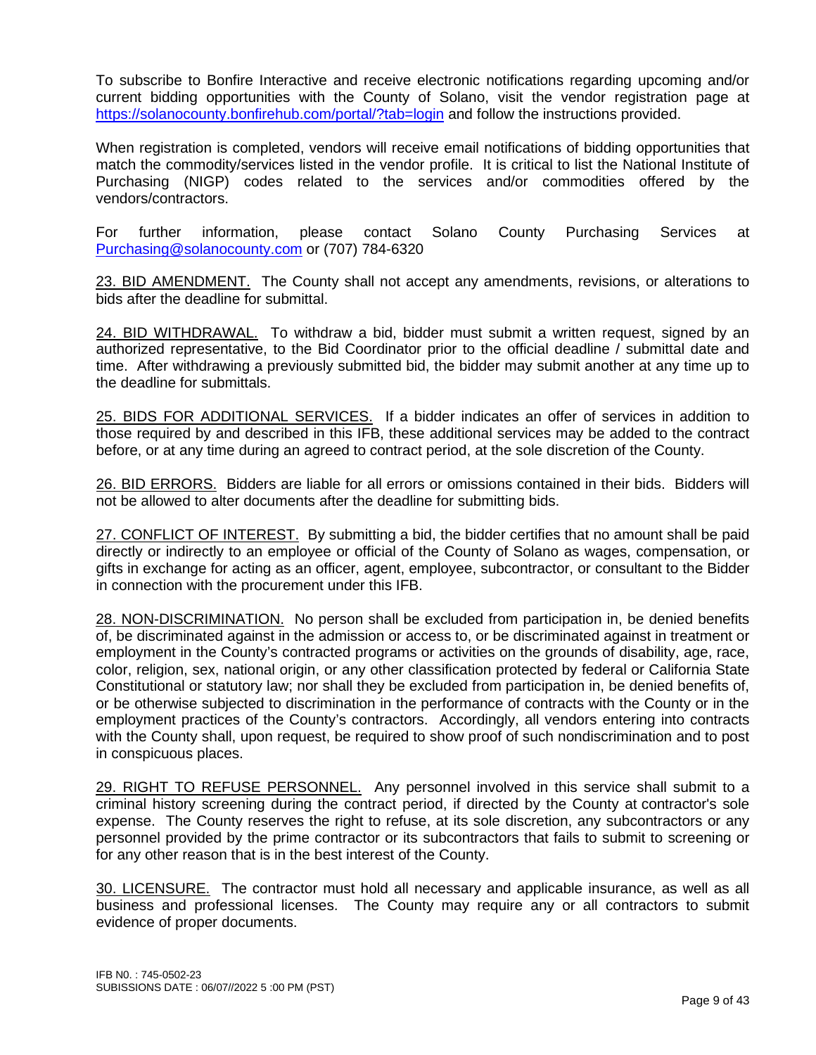To subscribe to Bonfire Interactive and receive electronic notifications regarding upcoming and/or current bidding opportunities with the County of Solano, visit the vendor registration page at https://solanocounty.bonfirehub.com/portal/?tab=login and follow the instructions provided.

When registration is completed, vendors will receive email notifications of bidding opportunities that match the commodity/services listed in the vendor profile. It is critical to list the National Institute of Purchasing (NIGP) codes related to the services and/or commodities offered by the vendors/contractors.

For further information, please contact Solano County Purchasing Services at Purchasing@solanocounty.com or (707) 784-6320

23. BID AMENDMENT. The County shall not accept any amendments, revisions, or alterations to bids after the deadline for submittal.

24. BID WITHDRAWAL. To withdraw a bid, bidder must submit a written request, signed by an authorized representative, to the Bid Coordinator prior to the official deadline / submittal date and time. After withdrawing a previously submitted bid, the bidder may submit another at any time up to the deadline for submittals.

25. BIDS FOR ADDITIONAL SERVICES. If a bidder indicates an offer of services in addition to those required by and described in this IFB, these additional services may be added to the contract before, or at any time during an agreed to contract period, at the sole discretion of the County.

26. BID ERRORS. Bidders are liable for all errors or omissions contained in their bids. Bidders will not be allowed to alter documents after the deadline for submitting bids.

27. CONFLICT OF INTEREST. By submitting a bid, the bidder certifies that no amount shall be paid directly or indirectly to an employee or official of the County of Solano as wages, compensation, or gifts in exchange for acting as an officer, agent, employee, subcontractor, or consultant to the Bidder in connection with the procurement under this IFB.

28. NON-DISCRIMINATION. No person shall be excluded from participation in, be denied benefits of, be discriminated against in the admission or access to, or be discriminated against in treatment or employment in the County's contracted programs or activities on the grounds of disability, age, race, color, religion, sex, national origin, or any other classification protected by federal or California State Constitutional or statutory law; nor shall they be excluded from participation in, be denied benefits of, or be otherwise subjected to discrimination in the performance of contracts with the County or in the employment practices of the County's contractors. Accordingly, all vendors entering into contracts with the County shall, upon request, be required to show proof of such nondiscrimination and to post in conspicuous places.

29. RIGHT TO REFUSE PERSONNEL. Any personnel involved in this service shall submit to a criminal history screening during the contract period, if directed by the County at contractor's sole expense. The County reserves the right to refuse, at its sole discretion, any subcontractors or any personnel provided by the prime contractor or its subcontractors that fails to submit to screening or for any other reason that is in the best interest of the County.

30. LICENSURE. The contractor must hold all necessary and applicable insurance, as well as all business and professional licenses. The County may require any or all contractors to submit evidence of proper documents.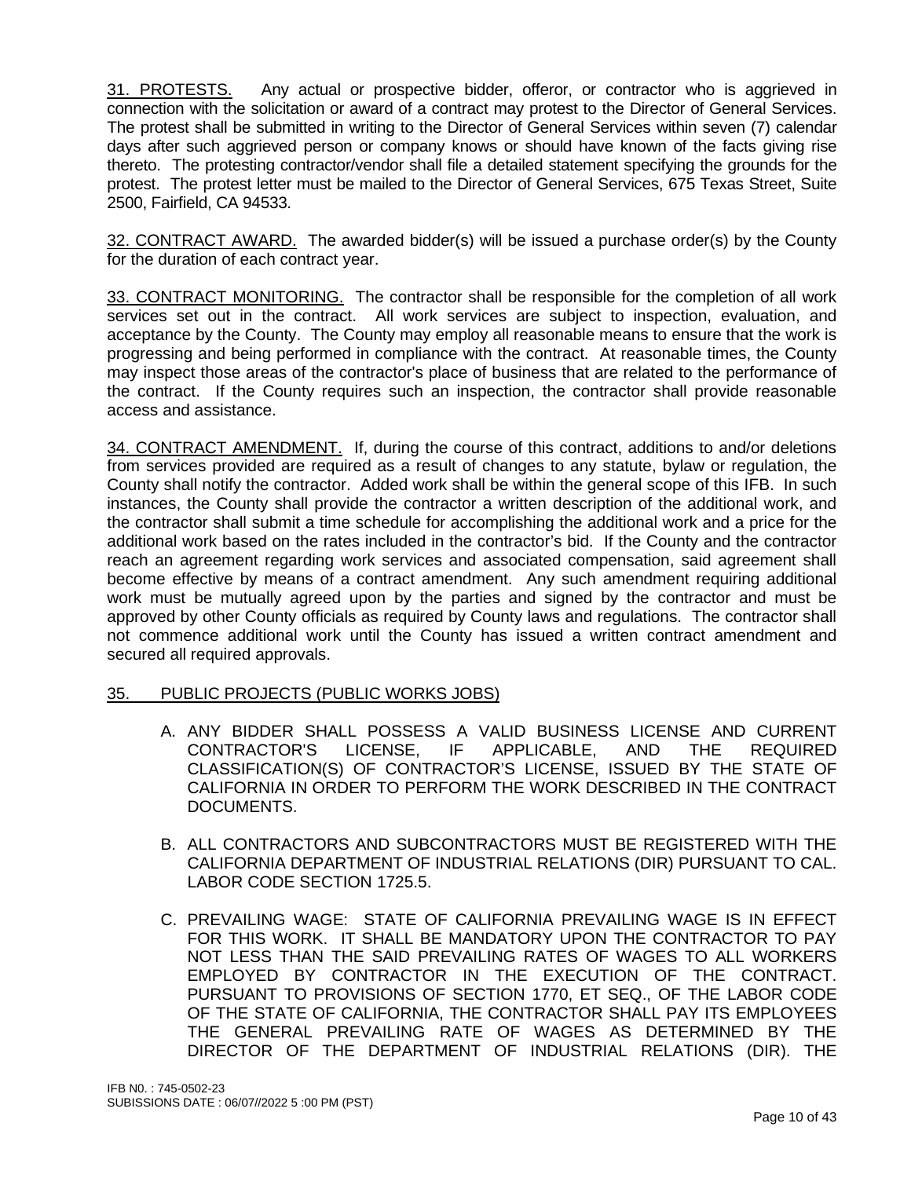31. PROTESTS. Any actual or prospective bidder, offeror, or contractor who is aggrieved in connection with the solicitation or award of a contract may protest to the Director of General Services. The protest shall be submitted in writing to the Director of General Services within seven (7) calendar days after such aggrieved person or company knows or should have known of the facts giving rise thereto. The protesting contractor/vendor shall file a detailed statement specifying the grounds for the protest. The protest letter must be mailed to the Director of General Services, 675 Texas Street, Suite 2500, Fairfield, CA 94533.

32. CONTRACT AWARD. The awarded bidder(s) will be issued a purchase order(s) by the County for the duration of each contract year.

33. CONTRACT MONITORING. The contractor shall be responsible for the completion of all work services set out in the contract. All work services are subject to inspection, evaluation, and acceptance by the County. The County may employ all reasonable means to ensure that the work is progressing and being performed in compliance with the contract. At reasonable times, the County may inspect those areas of the contractor's place of business that are related to the performance of the contract. If the County requires such an inspection, the contractor shall provide reasonable access and assistance.

34. CONTRACT AMENDMENT. If, during the course of this contract, additions to and/or deletions from services provided are required as a result of changes to any statute, bylaw or regulation, the County shall notify the contractor. Added work shall be within the general scope of this IFB. In such instances, the County shall provide the contractor a written description of the additional work, and the contractor shall submit a time schedule for accomplishing the additional work and a price for the additional work based on the rates included in the contractor's bid. If the County and the contractor reach an agreement regarding work services and associated compensation, said agreement shall become effective by means of a contract amendment. Any such amendment requiring additional work must be mutually agreed upon by the parties and signed by the contractor and must be approved by other County officials as required by County laws and regulations. The contractor shall not commence additional work until the County has issued a written contract amendment and secured all required approvals.

35. PUBLIC PROJECTS (PUBLIC WORKS JOBS)

A. ANY BIDDER SHALL POSSESS A VALID BUSINESS LICENSE AND CURRENT CONTRACTOR'S LICENSE, IF APPLICABLE, AND THE REQUIRED CLASSIFICATION(S) OF CONTRACTOR'S LICENSE, ISSUED BY THE STATE OF CALIFORNIA IN ORDER TO PERFORM THE WORK DESCRIBED IN THE CONTRACT DOCUMENTS.

B. ALL CONTRACTORS AND SUBCONTRACTORS MUST BE REGISTERED WITH THE CALIFORNIA DEPARTMENT OF INDUSTRIAL RELATIONS (DIR) PURSUANT TO CAL. LABOR CODE SECTION 1725.5.

C. PREVAILING WAGE: STATE OF CALIFORNIA PREVAILING WAGE IS IN EFFECT FOR THIS WORK. IT SHALL BE MANDATORY UPON THE CONTRACTOR TO PAY NOT LESS THAN THE SAID PREVAILING RATES OF WAGES TO ALL WORKERS EMPLOYED BY CONTRACTOR IN THE EXECUTION OF THE CONTRACT. PURSUANT TO PROVISIONS OF SECTION 1770, ET SEQ., OF THE LABOR CODE OF THE STATE OF CALIFORNIA, THE CONTRACTOR SHALL PAY ITS EMPLOYEES THE GENERAL PREVAILING RATE OF WAGES AS DETERMINED BY THE DIRECTOR OF THE DEPARTMENT OF INDUSTRIAL RELATIONS (DIR). THE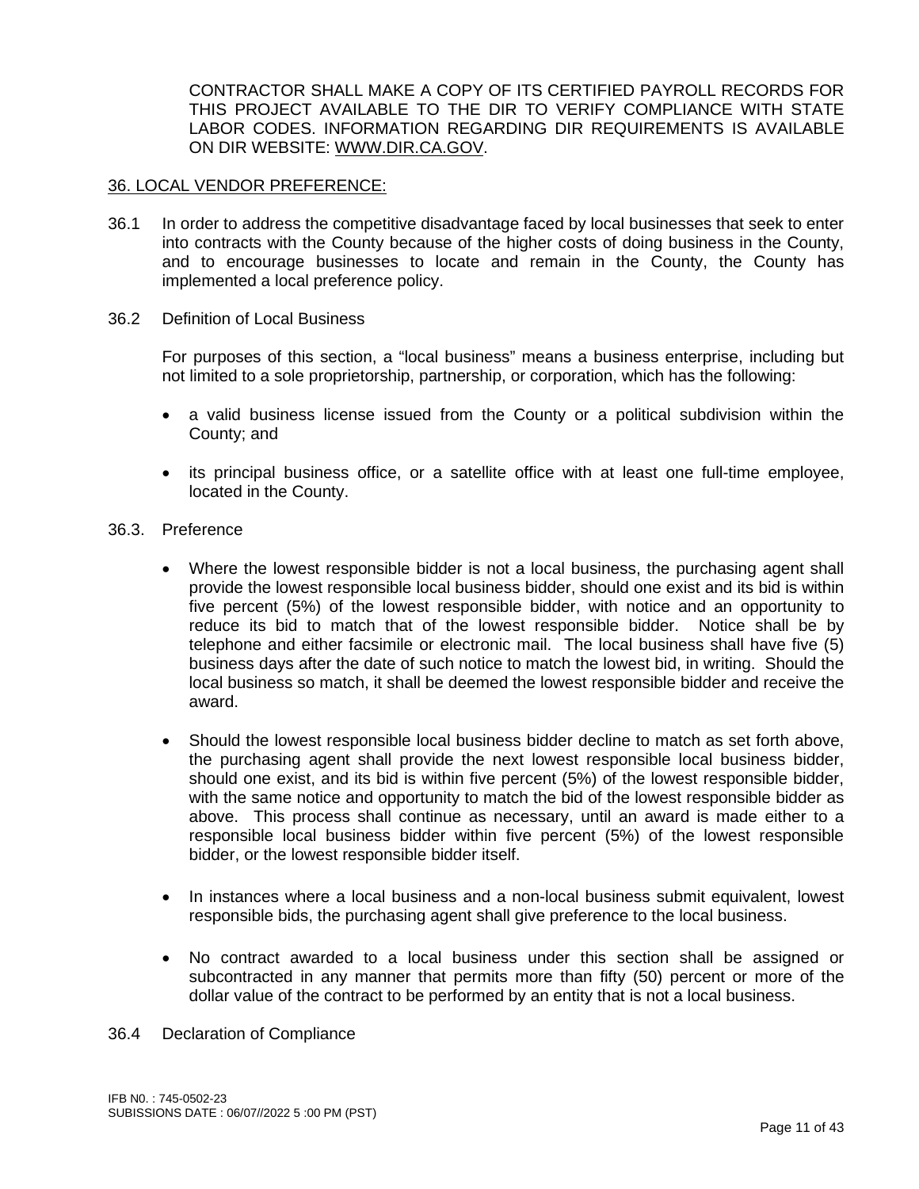CONTRACTOR SHALL MAKE A COPY OF ITS CERTIFIED PAYROLL RECORDS FOR THIS PROJECT AVAILABLE TO THE DIR TO VERIFY COMPLIANCE WITH STATE LABOR CODES. INFORMATION REGARDING DIR REQUIREMENTS IS AVAILABLE ON DIR WEBSITE: WWW.DIR.CA.GOV.

## 36. LOCAL VENDOR PREFERENCE:

36.1 In order to address the competitive disadvantage faced by local businesses that seek to enter into contracts with the County because of the higher costs of doing business in the County, and to encourage businesses to locate and remain in the County, the County has implemented a local preference policy.

36.2 Definition of Local Business

For purposes of this section, a "local business" means a business enterprise, including but not limited to a sole proprietorship, partnership, or corporation, which has the following:

- a valid business license issued from the County or a political subdivision within the County; and
- its principal business office, or a satellite office with at least one full-time employee, located in the County.

36.3. Preference

- Where the lowest responsible bidder is not a local business, the purchasing agent shall provide the lowest responsible local business bidder, should one exist and its bid is within five percent (5%) of the lowest responsible bidder, with notice and an opportunity to reduce its bid to match that of the lowest responsible bidder. Notice shall be by telephone and either facsimile or electronic mail. The local business shall have five (5) business days after the date of such notice to match the lowest bid, in writing. Should the local business so match, it shall be deemed the lowest responsible bidder and receive the award.
- Should the lowest responsible local business bidder decline to match as set forth above, the purchasing agent shall provide the next lowest responsible local business bidder, should one exist, and its bid is within five percent (5%) of the lowest responsible bidder, with the same notice and opportunity to match the bid of the lowest responsible bidder as above. This process shall continue as necessary, until an award is made either to a responsible local business bidder within five percent (5%) of the lowest responsible bidder, or the lowest responsible bidder itself.
- In instances where a local business and a non-local business submit equivalent, lowest responsible bids, the purchasing agent shall give preference to the local business.
- No contract awarded to a local business under this section shall be assigned or subcontracted in any manner that permits more than fifty (50) percent or more of the dollar value of the contract to be performed by an entity that is not a local business.

36.4 Declaration of Compliance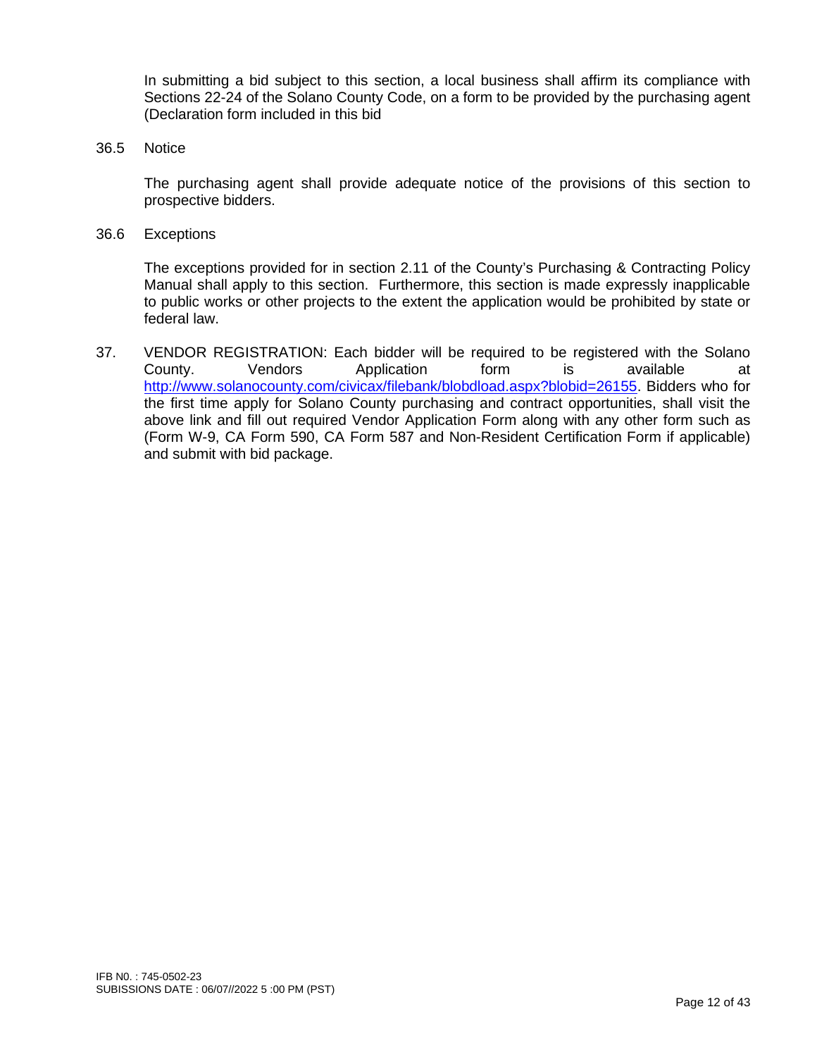In submitting a bid subject to this section, a local business shall affirm its compliance with Sections 22-24 of the Solano County Code, on a form to be provided by the purchasing agent (Declaration form included in this bid

36.5 Notice

The purchasing agent shall provide adequate notice of the provisions of this section to prospective bidders.

36.6 Exceptions

The exceptions provided for in section 2.11 of the County's Purchasing & Contracting Policy Manual shall apply to this section. Furthermore, this section is made expressly inapplicable to public works or other projects to the extent the application would be prohibited by state or federal law.

37. VENDOR REGISTRATION: Each bidder will be required to be registered with the Solano County. Vendors Application form is available at [http://www.solanocounty.com/civicax/filebank/blobdload.aspx?blobid=26155](http://www.solanocounty.com/civicax/filebank/blobdload.aspx?blobid=26155). Bidders who for the first time apply for Solano County purchasing and contract opportunities, shall visit the above link and fill out required Vendor Application Form along with any other form such as (Form W-9, CA Form 590, CA Form 587 and Non-Resident Certification Form if applicable) and submit with bid package.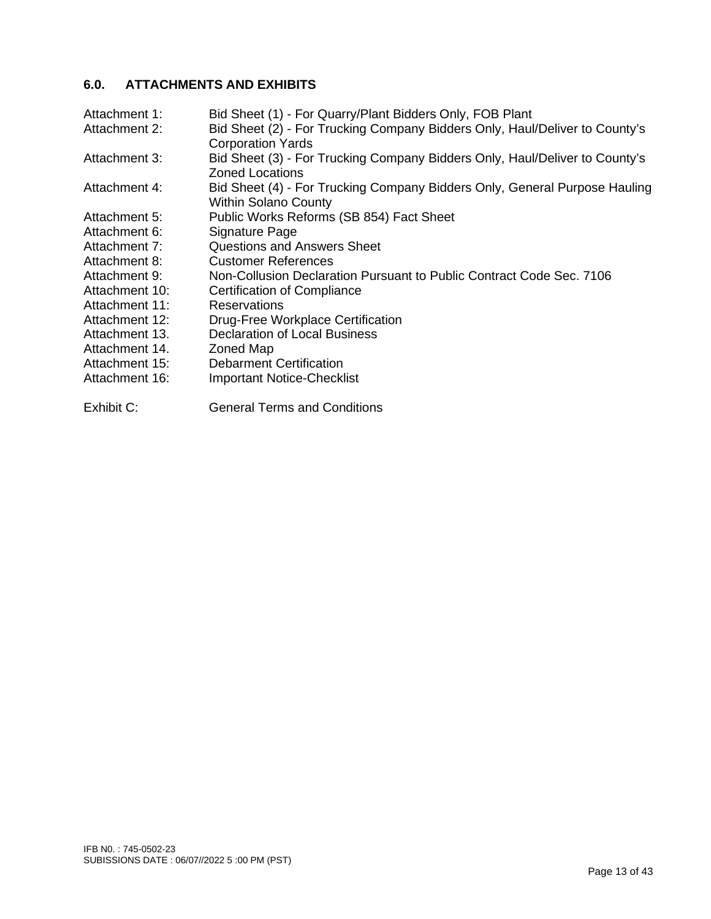## 6.0. ATTACHMENTS AND EXHIBITS

| | |
|---|---|
| Attachment 1: | Bid Sheet (1) - For Quarry/Plant Bidders Only, FOB Plant |
| Attachment 2: | Bid Sheet (2) - For Trucking Company Bidders Only, Haul/Deliver to County's Corporation Yards |
| Attachment 3: | Bid Sheet (3) - For Trucking Company Bidders Only, Haul/Deliver to County's Zoned Locations |
| Attachment 4: | Bid Sheet (4) - For Trucking Company Bidders Only, General Purpose Hauling Within Solano County |
| Attachment 5: | Public Works Reforms (SB 854) Fact Sheet |
| Attachment 6: | Signature Page |
| Attachment 7: | Questions and Answers Sheet |
| Attachment 8: | Customer References |
| Attachment 9: | Non-Collusion Declaration Pursuant to Public Contract Code Sec. 7106 |
| Attachment 10: | Certification of Compliance |
| Attachment 11: | Reservations |
| Attachment 12: | Drug-Free Workplace Certification |
| Attachment 13. | Declaration of Local Business |
| Attachment 14. | Zoned Map |
| Attachment 15: | Debarment Certification |
| Attachment 16: | Important Notice-Checklist |
| | |
| Exhibit C: | General Terms and Conditions |

IFB N0. : 745-0502-23
SUBISSIONS DATE : 06/07//2022 5 :00 PM (PST)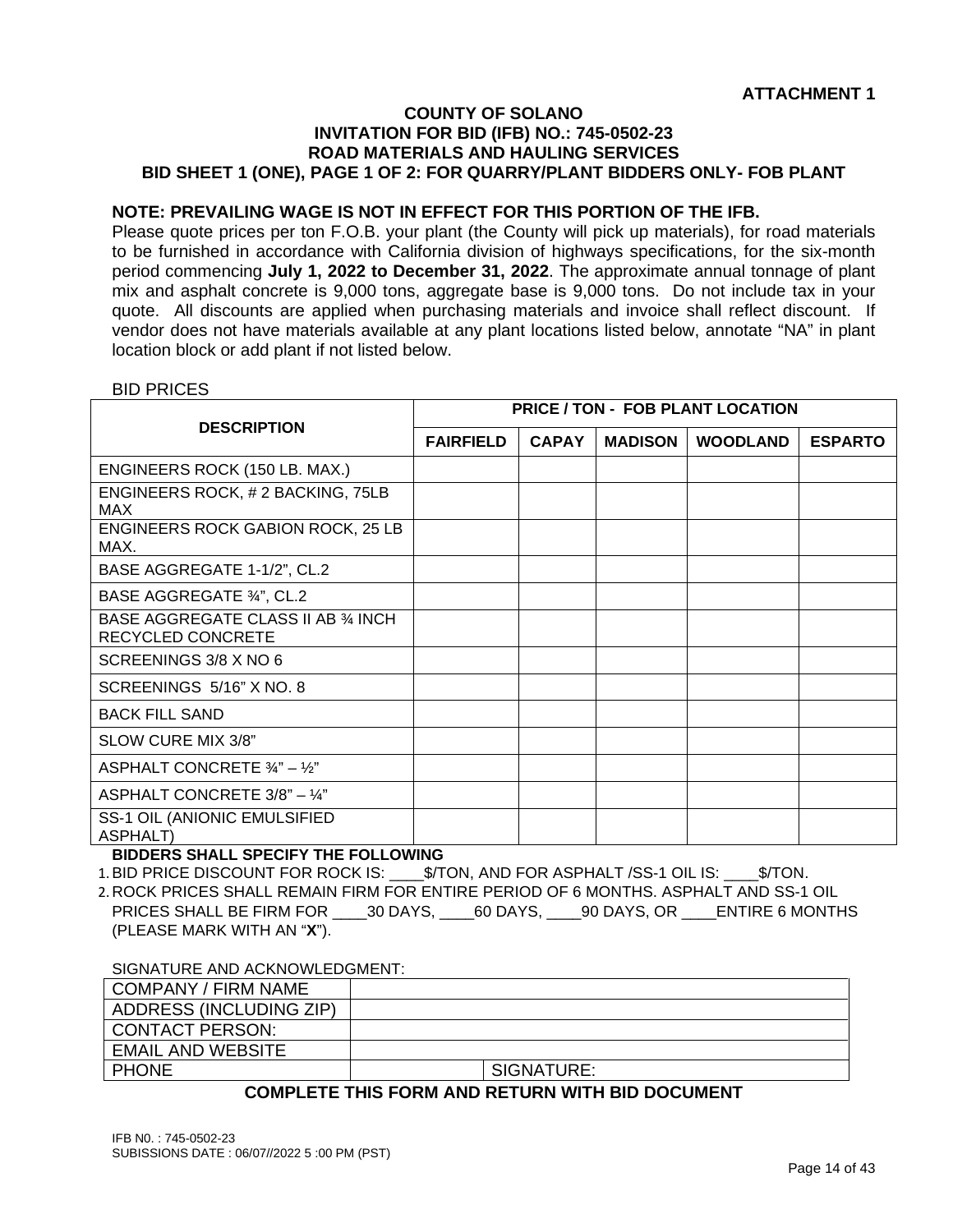**ATTACHMENT 1**

**COUNTY OF SOLANO**
**INVITATION FOR BID (IFB) NO.: 745-0502-23**
**ROAD MATERIALS AND HAULING SERVICES**
**BID SHEET 1 (ONE), PAGE 1 OF 2: FOR QUARRY/PLANT BIDDERS ONLY- FOB PLANT**

**NOTE: PREVAILING WAGE IS NOT IN EFFECT FOR THIS PORTION OF THE IFB.**

Please quote prices per ton F.O.B. your plant (the County will pick up materials), for road materials to be furnished in accordance with California division of highways specifications, for the six-month period commencing **July 1, 2022 to December 31, 2022**. The approximate annual tonnage of plant mix and asphalt concrete is 9,000 tons, aggregate base is 9,000 tons. Do not include tax in your quote. All discounts are applied when purchasing materials and invoice shall reflect discount. If vendor does not have materials available at any plant locations listed below, annotate "NA" in plant location block or add plant if not listed below.

BID PRICES

| DESCRIPTION | PRICE / TON - FOB PLANT LOCATION | | | | |
|---|---|---|---|---|---|
| | **FAIRFIELD** | **CAPAY** | **MADISON** | **WOODLAND** | **ESPARTO** |
| ENGINEERS ROCK (150 LB. MAX.) | | | | | |
| ENGINEERS ROCK, # 2 BACKING, 75LB MAX | | | | | |
| ENGINEERS ROCK GABION ROCK, 25 LB MAX. | | | | | |
| BASE AGGREGATE 1-1/2", CL.2 | | | | | |
| BASE AGGREGATE ¾", CL.2 | | | | | |
| BASE AGGREGATE CLASS II AB ¾ INCH RECYCLED CONCRETE | | | | | |
| SCREENINGS 3/8 X NO 6 | | | | | |
| SCREENINGS 5/16" X NO. 8 | | | | | |
| BACK FILL SAND | | | | | |
| SLOW CURE MIX 3/8" | | | | | |
| ASPHALT CONCRETE ¾" – ½" | | | | | |
| ASPHALT CONCRETE 3/8" – ¼" | | | | | |
| SS-1 OIL (ANIONIC EMULSIFIED ASPHALT) | | | | | |

**BIDDERS SHALL SPECIFY THE FOLLOWING**

1. BID PRICE DISCOUNT FOR ROCK IS: ____$/TON, AND FOR ASPHALT /SS-1 OIL IS: ____$/TON.
2. ROCK PRICES SHALL REMAIN FIRM FOR ENTIRE PERIOD OF 6 MONTHS. ASPHALT AND SS-1 OIL PRICES SHALL BE FIRM FOR ____30 DAYS, ____60 DAYS, ____90 DAYS, OR ____ENTIRE 6 MONTHS (PLEASE MARK WITH AN "**X**").

SIGNATURE AND ACKNOWLEDGMENT:

| COMPANY / FIRM NAME | | |
|---|---|---|
| ADDRESS (INCLUDING ZIP) | | |
| CONTACT PERSON: | | |
| EMAIL AND WEBSITE | | |
| PHONE | | SIGNATURE: |

**COMPLETE THIS FORM AND RETURN WITH BID DOCUMENT**

IFB N0. : 745-0502-23
SUBISSIONS DATE : 06/07//2022 5 :00 PM (PST)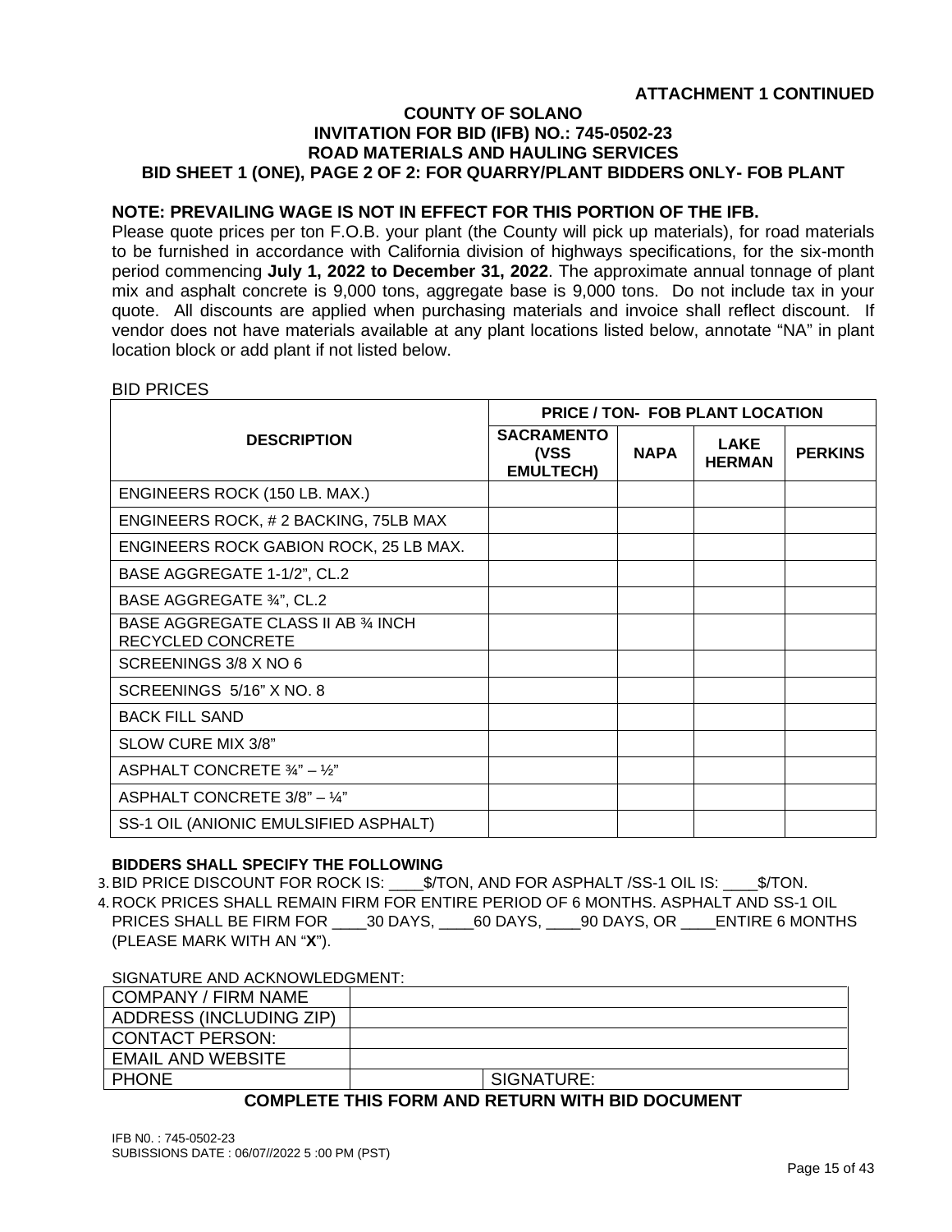**ATTACHMENT 1 CONTINUED**

# COUNTY OF SOLANO
## INVITATION FOR BID (IFB) NO.: 745-0502-23
## ROAD MATERIALS AND HAULING SERVICES
## BID SHEET 1 (ONE), PAGE 2 OF 2: FOR QUARRY/PLANT BIDDERS ONLY- FOB PLANT

**NOTE: PREVAILING WAGE IS NOT IN EFFECT FOR THIS PORTION OF THE IFB.**

Please quote prices per ton F.O.B. your plant (the County will pick up materials), for road materials to be furnished in accordance with California division of highways specifications, for the six-month period commencing **July 1, 2022 to December 31, 2022**. The approximate annual tonnage of plant mix and asphalt concrete is 9,000 tons, aggregate base is 9,000 tons. Do not include tax in your quote. All discounts are applied when purchasing materials and invoice shall reflect discount. If vendor does not have materials available at any plant locations listed below, annotate "NA" in plant location block or add plant if not listed below.

BID PRICES

| DESCRIPTION | PRICE / TON- FOB PLANT LOCATION | | | |
|---|---|---|---|---|
| | SACRAMENTO (VSS EMULTECH) | NAPA | LAKE HERMAN | PERKINS |
| ENGINEERS ROCK (150 LB. MAX.) | | | | |
| ENGINEERS ROCK, # 2 BACKING, 75LB MAX | | | | |
| ENGINEERS ROCK GABION ROCK, 25 LB MAX. | | | | |
| BASE AGGREGATE 1-1/2", CL.2 | | | | |
| BASE AGGREGATE ¾", CL.2 | | | | |
| BASE AGGREGATE CLASS II AB ¾ INCH RECYCLED CONCRETE | | | | |
| SCREENINGS 3/8 X NO 6 | | | | |
| SCREENINGS 5/16" X NO. 8 | | | | |
| BACK FILL SAND | | | | |
| SLOW CURE MIX 3/8" | | | | |
| ASPHALT CONCRETE ¾" – ½" | | | | |
| ASPHALT CONCRETE 3/8" – ¼" | | | | |
| SS-1 OIL (ANIONIC EMULSIFIED ASPHALT) | | | | |

**BIDDERS SHALL SPECIFY THE FOLLOWING**

3. BID PRICE DISCOUNT FOR ROCK IS: ____$/TON, AND FOR ASPHALT /SS-1 OIL IS: ____$/TON.
4. ROCK PRICES SHALL REMAIN FIRM FOR ENTIRE PERIOD OF 6 MONTHS. ASPHALT AND SS-1 OIL PRICES SHALL BE FIRM FOR ____30 DAYS, ____60 DAYS, ____90 DAYS, OR ____ENTIRE 6 MONTHS (PLEASE MARK WITH AN "**X**").

SIGNATURE AND ACKNOWLEDGMENT:

| COMPANY / FIRM NAME | | |
|---|---|---|
| ADDRESS (INCLUDING ZIP) | | |
| CONTACT PERSON: | | |
| EMAIL AND WEBSITE | | |
| PHONE | | SIGNATURE: |

**COMPLETE THIS FORM AND RETURN WITH BID DOCUMENT**

IFB N0. : 745-0502-23
SUBISSIONS DATE : 06/07//2022 5 :00 PM (PST)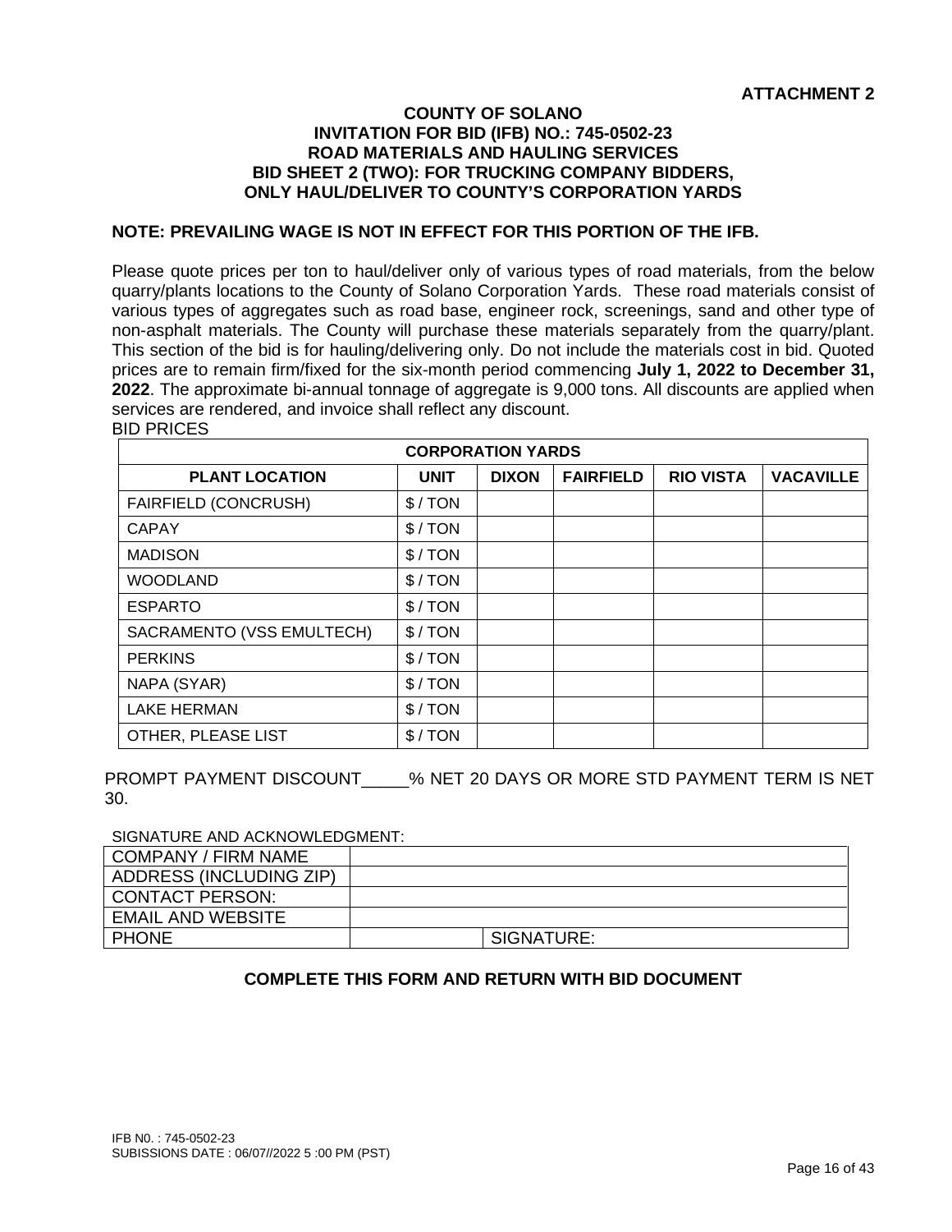**ATTACHMENT 2**

**COUNTY OF SOLANO**
**INVITATION FOR BID (IFB) NO.: 745-0502-23**
**ROAD MATERIALS AND HAULING SERVICES**
**BID SHEET 2 (TWO): FOR TRUCKING COMPANY BIDDERS, ONLY HAUL/DELIVER TO COUNTY'S CORPORATION YARDS**

**NOTE: PREVAILING WAGE IS NOT IN EFFECT FOR THIS PORTION OF THE IFB.**

Please quote prices per ton to haul/deliver only of various types of road materials, from the below quarry/plants locations to the County of Solano Corporation Yards. These road materials consist of various types of aggregates such as road base, engineer rock, screenings, sand and other type of non-asphalt materials. The County will purchase these materials separately from the quarry/plant. This section of the bid is for hauling/delivering only. Do not include the materials cost in bid. Quoted prices are to remain firm/fixed for the six-month period commencing **July 1, 2022 to December 31, 2022**. The approximate bi-annual tonnage of aggregate is 9,000 tons. All discounts are applied when services are rendered, and invoice shall reflect any discount.

BID PRICES

| CORPORATION YARDS | | | | | |
|---|---|---|---|---|---|
| **PLANT LOCATION** | **UNIT** | **DIXON** | **FAIRFIELD** | **RIO VISTA** | **VACAVILLE** |
| FAIRFIELD (CONCRUSH) | $ / TON | | | | |
| CAPAY | $ / TON | | | | |
| MADISON | $ / TON | | | | |
| WOODLAND | $ / TON | | | | |
| ESPARTO | $ / TON | | | | |
| SACRAMENTO (VSS EMULTECH) | $ / TON | | | | |
| PERKINS | $ / TON | | | | |
| NAPA (SYAR) | $ / TON | | | | |
| LAKE HERMAN | $ / TON | | | | |
| OTHER, PLEASE LIST | $ / TON | | | | |

PROMPT PAYMENT DISCOUNT_____% NET 20 DAYS OR MORE STD PAYMENT TERM IS NET 30.

SIGNATURE AND ACKNOWLEDGMENT:

| COMPANY / FIRM NAME | | |
|---|---|---|
| ADDRESS (INCLUDING ZIP) | | |
| CONTACT PERSON: | | |
| EMAIL AND WEBSITE | | |
| PHONE | | SIGNATURE: |

**COMPLETE THIS FORM AND RETURN WITH BID DOCUMENT**

IFB N0. : 745-0502-23
SUBISSIONS DATE : 06/07//2022 5 :00 PM (PST)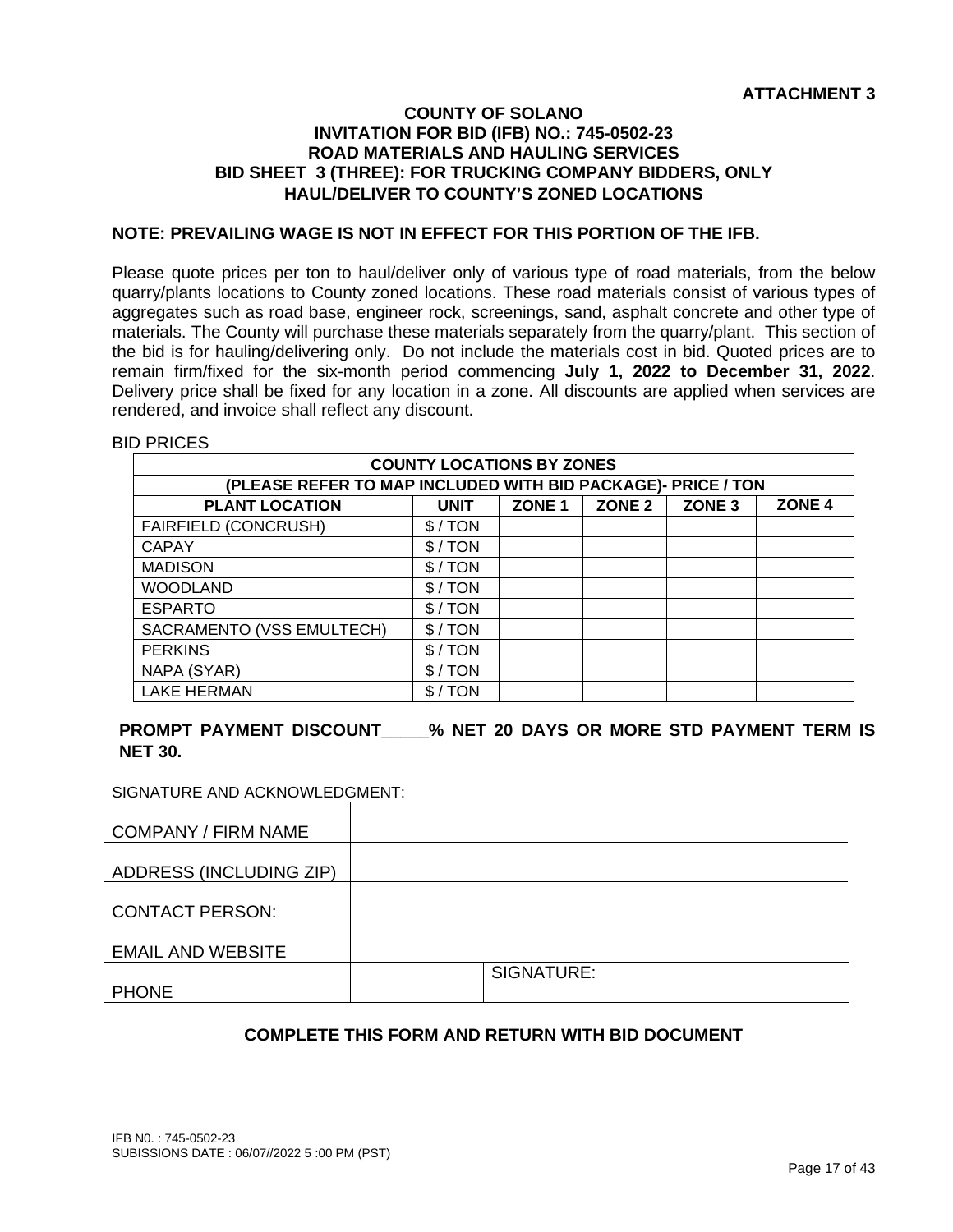**ATTACHMENT 3**

**COUNTY OF SOLANO**
**INVITATION FOR BID (IFB) NO.: 745-0502-23**
**ROAD MATERIALS AND HAULING SERVICES**
**BID SHEET 3 (THREE): FOR TRUCKING COMPANY BIDDERS, ONLY**
**HAUL/DELIVER TO COUNTY'S ZONED LOCATIONS**

**NOTE: PREVAILING WAGE IS NOT IN EFFECT FOR THIS PORTION OF THE IFB.**

Please quote prices per ton to haul/deliver only of various type of road materials, from the below quarry/plants locations to County zoned locations. These road materials consist of various types of aggregates such as road base, engineer rock, screenings, sand, asphalt concrete and other type of materials. The County will purchase these materials separately from the quarry/plant. This section of the bid is for hauling/delivering only. Do not include the materials cost in bid. Quoted prices are to remain firm/fixed for the six-month period commencing **July 1, 2022 to December 31, 2022**. Delivery price shall be fixed for any location in a zone. All discounts are applied when services are rendered, and invoice shall reflect any discount.

BID PRICES

| COUNTY LOCATIONS BY ZONES | | | | | |
|---|---|---|---|---|---|
| (PLEASE REFER TO MAP INCLUDED WITH BID PACKAGE)- PRICE / TON | | | | | |
| **PLANT LOCATION** | **UNIT** | **ZONE 1** | **ZONE 2** | **ZONE 3** | **ZONE 4** |
| FAIRFIELD (CONCRUSH) | $ / TON | | | | |
| CAPAY | $ / TON | | | | |
| MADISON | $ / TON | | | | |
| WOODLAND | $ / TON | | | | |
| ESPARTO | $ / TON | | | | |
| SACRAMENTO (VSS EMULTECH) | $ / TON | | | | |
| PERKINS | $ / TON | | | | |
| NAPA (SYAR) | $ / TON | | | | |
| LAKE HERMAN | $ / TON | | | | |

**PROMPT PAYMENT DISCOUNT_____% NET 20 DAYS OR MORE STD PAYMENT TERM IS NET 30.**

SIGNATURE AND ACKNOWLEDGMENT:

| | | |
|---|---|---|
| COMPANY / FIRM NAME | | |
| ADDRESS (INCLUDING ZIP) | | |
| CONTACT PERSON: | | |
| EMAIL AND WEBSITE | | |
| PHONE | | SIGNATURE: |

**COMPLETE THIS FORM AND RETURN WITH BID DOCUMENT**

IFB N0. : 745-0502-23
SUBISSIONS DATE : 06/07//2022 5 :00 PM (PST)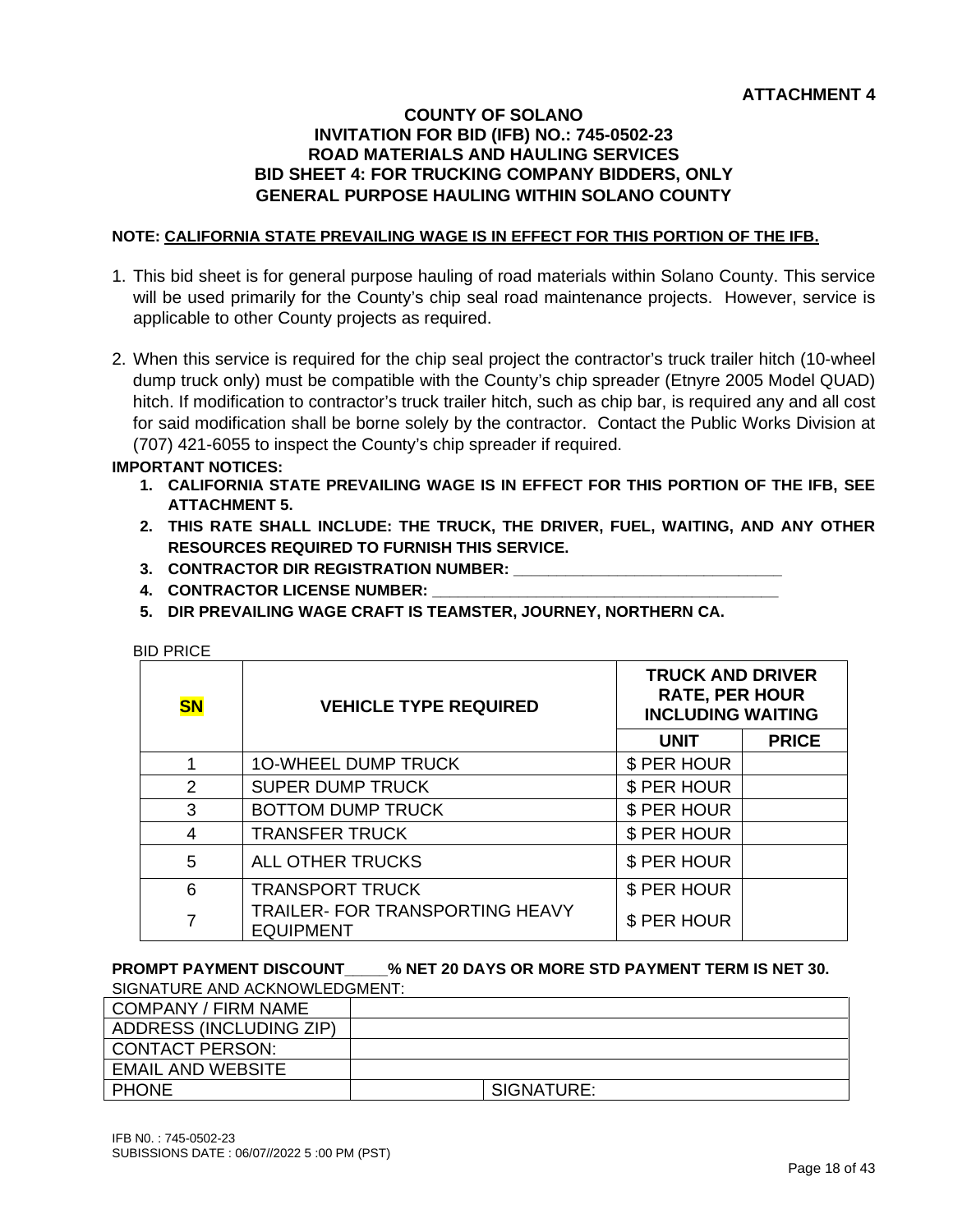**ATTACHMENT 4**

# COUNTY OF SOLANO
## INVITATION FOR BID (IFB) NO.: 745-0502-23
## ROAD MATERIALS AND HAULING SERVICES
## BID SHEET 4: FOR TRUCKING COMPANY BIDDERS, ONLY
## GENERAL PURPOSE HAULING WITHIN SOLANO COUNTY

**NOTE: CALIFORNIA STATE PREVAILING WAGE IS IN EFFECT FOR THIS PORTION OF THE IFB.**

1. This bid sheet is for general purpose hauling of road materials within Solano County. This service will be used primarily for the County's chip seal road maintenance projects. However, service is applicable to other County projects as required.

2. When this service is required for the chip seal project the contractor's truck trailer hitch (10-wheel dump truck only) must be compatible with the County's chip spreader (Etnyre 2005 Model QUAD) hitch. If modification to contractor's truck trailer hitch, such as chip bar, is required any and all cost for said modification shall be borne solely by the contractor. Contact the Public Works Division at (707) 421-6055 to inspect the County's chip spreader if required.

**IMPORTANT NOTICES:**

1. **CALIFORNIA STATE PREVAILING WAGE IS IN EFFECT FOR THIS PORTION OF THE IFB, SEE ATTACHMENT 5.**
2. **THIS RATE SHALL INCLUDE: THE TRUCK, THE DRIVER, FUEL, WAITING, AND ANY OTHER RESOURCES REQUIRED TO FURNISH THIS SERVICE.**
3. **CONTRACTOR DIR REGISTRATION NUMBER: _______________________________**
4. **CONTRACTOR LICENSE NUMBER: _________________________________________**
5. **DIR PREVAILING WAGE CRAFT IS TEAMSTER, JOURNEY, NORTHERN CA.**

BID PRICE

| SN | VEHICLE TYPE REQUIRED | TRUCK AND DRIVER RATE, PER HOUR INCLUDING WAITING | |
|---|---|---|---|
| | | UNIT | PRICE |
| 1 | 1O-WHEEL DUMP TRUCK | $ PER HOUR | |
| 2 | SUPER DUMP TRUCK | $ PER HOUR | |
| 3 | BOTTOM DUMP TRUCK | $ PER HOUR | |
| 4 | TRANSFER TRUCK | $ PER HOUR | |
| 5 | ALL OTHER TRUCKS | $ PER HOUR | |
| 6 | TRANSPORT TRUCK | $ PER HOUR | |
| 7 | TRAILER- FOR TRANSPORTING HEAVY EQUIPMENT | $ PER HOUR | |

**PROMPT PAYMENT DISCOUNT_____% NET 20 DAYS OR MORE STD PAYMENT TERM IS NET 30.**

SIGNATURE AND ACKNOWLEDGMENT:

| | | |
|---|---|---|
| COMPANY / FIRM NAME | | |
| ADDRESS (INCLUDING ZIP) | | |
| CONTACT PERSON: | | |
| EMAIL AND WEBSITE | | |
| PHONE | | SIGNATURE: |

IFB N0. : 745-0502-23
SUBISSIONS DATE : 06/07//2022 5 :00 PM (PST)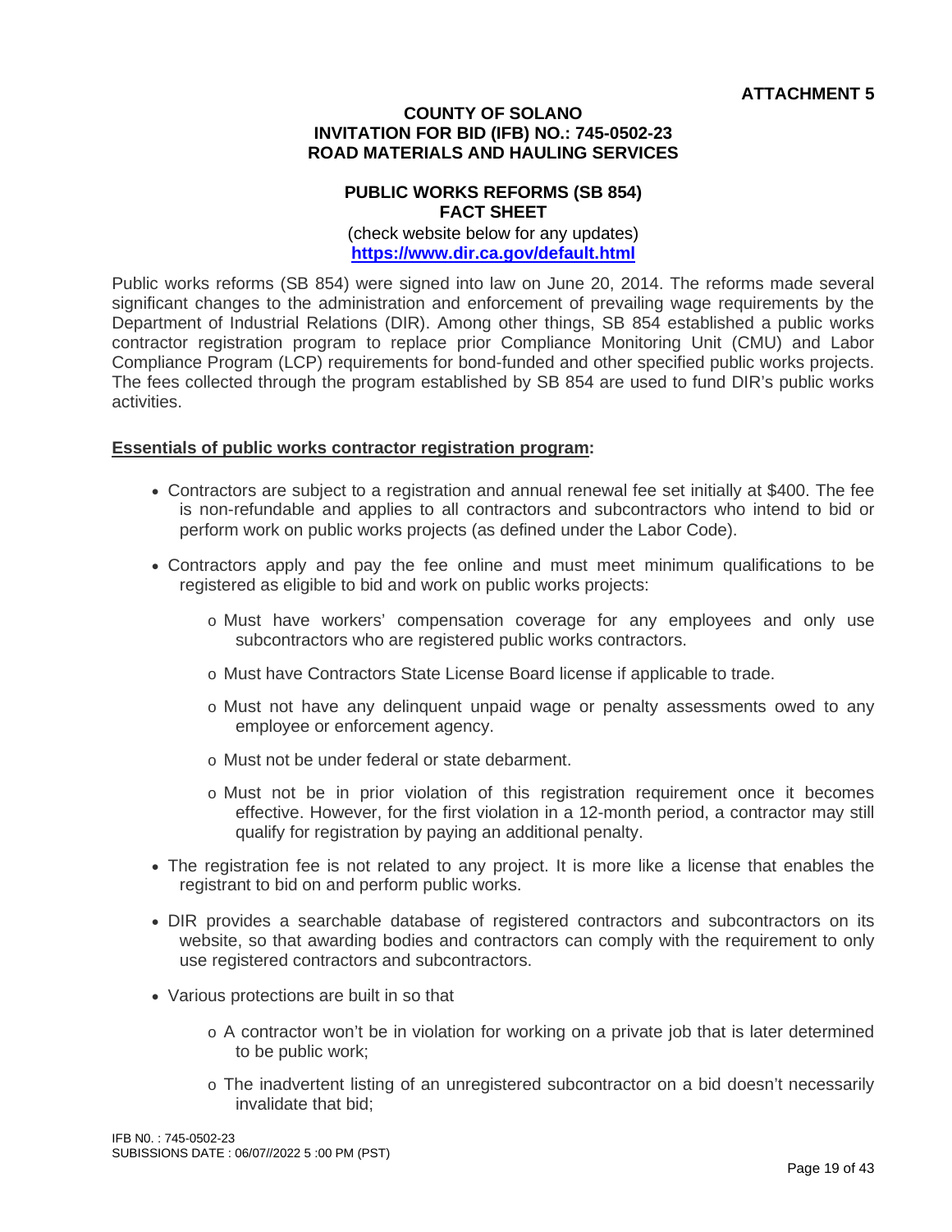**ATTACHMENT 5**

**COUNTY OF SOLANO**
**INVITATION FOR BID (IFB) NO.: 745-0502-23**
**ROAD MATERIALS AND HAULING SERVICES**

**PUBLIC WORKS REFORMS (SB 854)**
**FACT SHEET**
(check website below for any updates)
**https://www.dir.ca.gov/default.html**

Public works reforms (SB 854) were signed into law on June 20, 2014. The reforms made several significant changes to the administration and enforcement of prevailing wage requirements by the Department of Industrial Relations (DIR). Among other things, SB 854 established a public works contractor registration program to replace prior Compliance Monitoring Unit (CMU) and Labor Compliance Program (LCP) requirements for bond-funded and other specified public works projects. The fees collected through the program established by SB 854 are used to fund DIR's public works activities.

**Essentials of public works contractor registration program:**

- Contractors are subject to a registration and annual renewal fee set initially at $400. The fee is non-refundable and applies to all contractors and subcontractors who intend to bid or perform work on public works projects (as defined under the Labor Code).
- Contractors apply and pay the fee online and must meet minimum qualifications to be registered as eligible to bid and work on public works projects:
  - Must have workers' compensation coverage for any employees and only use subcontractors who are registered public works contractors.
  - Must have Contractors State License Board license if applicable to trade.
  - Must not have any delinquent unpaid wage or penalty assessments owed to any employee or enforcement agency.
  - Must not be under federal or state debarment.
  - Must not be in prior violation of this registration requirement once it becomes effective. However, for the first violation in a 12-month period, a contractor may still qualify for registration by paying an additional penalty.
- The registration fee is not related to any project. It is more like a license that enables the registrant to bid on and perform public works.
- DIR provides a searchable database of registered contractors and subcontractors on its website, so that awarding bodies and contractors can comply with the requirement to only use registered contractors and subcontractors.
- Various protections are built in so that
  - A contractor won't be in violation for working on a private job that is later determined to be public work;
  - The inadvertent listing of an unregistered subcontractor on a bid doesn't necessarily invalidate that bid;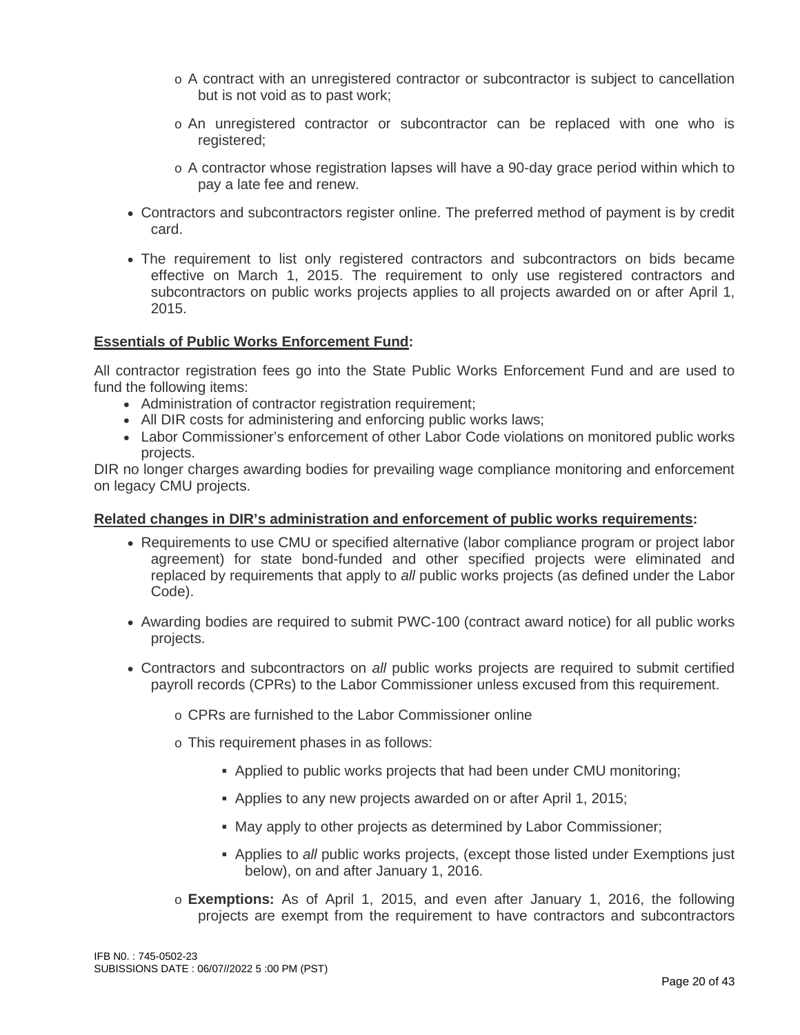- A contract with an unregistered contractor or subcontractor is subject to cancellation but is not void as to past work;
    - An unregistered contractor or subcontractor can be replaced with one who is registered;
    - A contractor whose registration lapses will have a 90-day grace period within which to pay a late fee and renew.

- Contractors and subcontractors register online. The preferred method of payment is by credit card.
- The requirement to list only registered contractors and subcontractors on bids became effective on March 1, 2015. The requirement to only use registered contractors and subcontractors on public works projects applies to all projects awarded on or after April 1, 2015.

**Essentials of Public Works Enforcement Fund:**

All contractor registration fees go into the State Public Works Enforcement Fund and are used to fund the following items:

- Administration of contractor registration requirement;
- All DIR costs for administering and enforcing public works laws;
- Labor Commissioner's enforcement of other Labor Code violations on monitored public works projects.

DIR no longer charges awarding bodies for prevailing wage compliance monitoring and enforcement on legacy CMU projects.

**Related changes in DIR's administration and enforcement of public works requirements:**

- Requirements to use CMU or specified alternative (labor compliance program or project labor agreement) for state bond-funded and other specified projects were eliminated and replaced by requirements that apply to *all* public works projects (as defined under the Labor Code).
- Awarding bodies are required to submit PWC-100 (contract award notice) for all public works projects.
- Contractors and subcontractors on *all* public works projects are required to submit certified payroll records (CPRs) to the Labor Commissioner unless excused from this requirement.
    - CPRs are furnished to the Labor Commissioner online
    - This requirement phases in as follows:
        - Applied to public works projects that had been under CMU monitoring;
        - Applies to any new projects awarded on or after April 1, 2015;
        - May apply to other projects as determined by Labor Commissioner;
        - Applies to *all* public works projects, (except those listed under Exemptions just below), on and after January 1, 2016.
    - **Exemptions:** As of April 1, 2015, and even after January 1, 2016, the following projects are exempt from the requirement to have contractors and subcontractors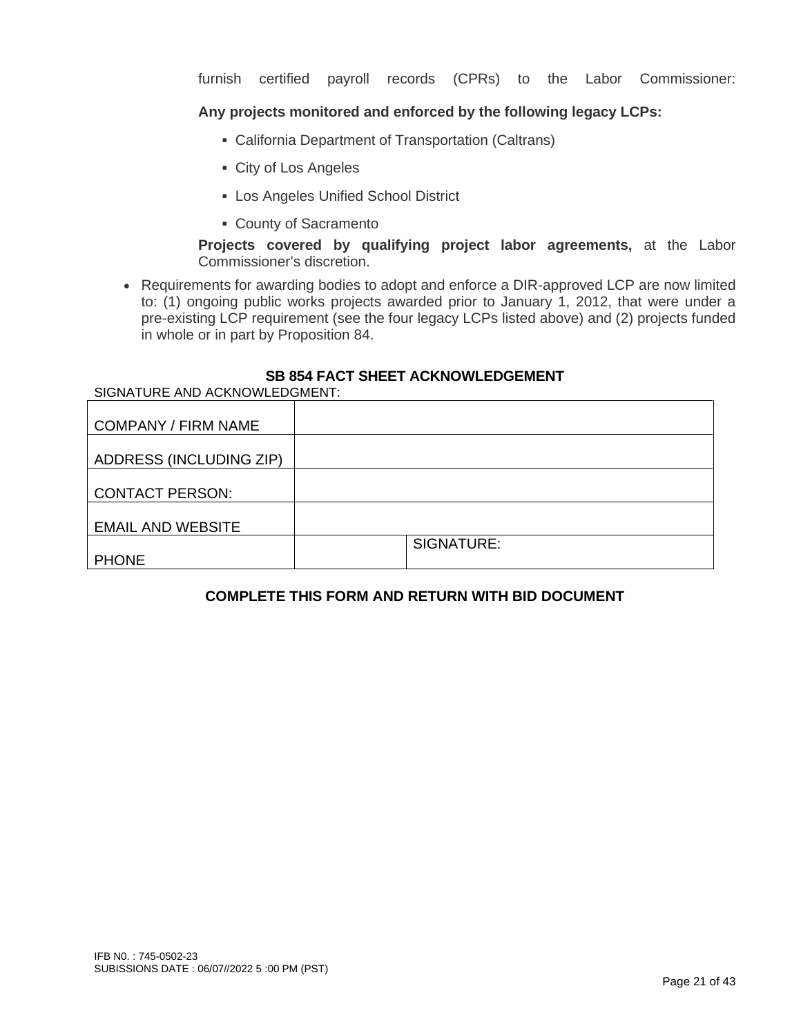furnish certified payroll records (CPRs) to the Labor Commissioner:

**Any projects monitored and enforced by the following legacy LCPs:**

- California Department of Transportation (Caltrans)
- City of Los Angeles
- Los Angeles Unified School District
- County of Sacramento

**Projects covered by qualifying project labor agreements,** at the Labor Commissioner's discretion.

- Requirements for awarding bodies to adopt and enforce a DIR-approved LCP are now limited to: (1) ongoing public works projects awarded prior to January 1, 2012, that were under a pre-existing LCP requirement (see the four legacy LCPs listed above) and (2) projects funded in whole or in part by Proposition 84.

**SB 854 FACT SHEET ACKNOWLEDGEMENT**

SIGNATURE AND ACKNOWLEDGMENT:

| | | |
|---|---|---|
| COMPANY / FIRM NAME | | |
| ADDRESS (INCLUDING ZIP) | | |
| CONTACT PERSON: | | |
| EMAIL AND WEBSITE | | |
| PHONE | | SIGNATURE: |

**COMPLETE THIS FORM AND RETURN WITH BID DOCUMENT**

IFB N0. : 745-0502-23
SUBISSIONS DATE : 06/07//2022 5 :00 PM (PST)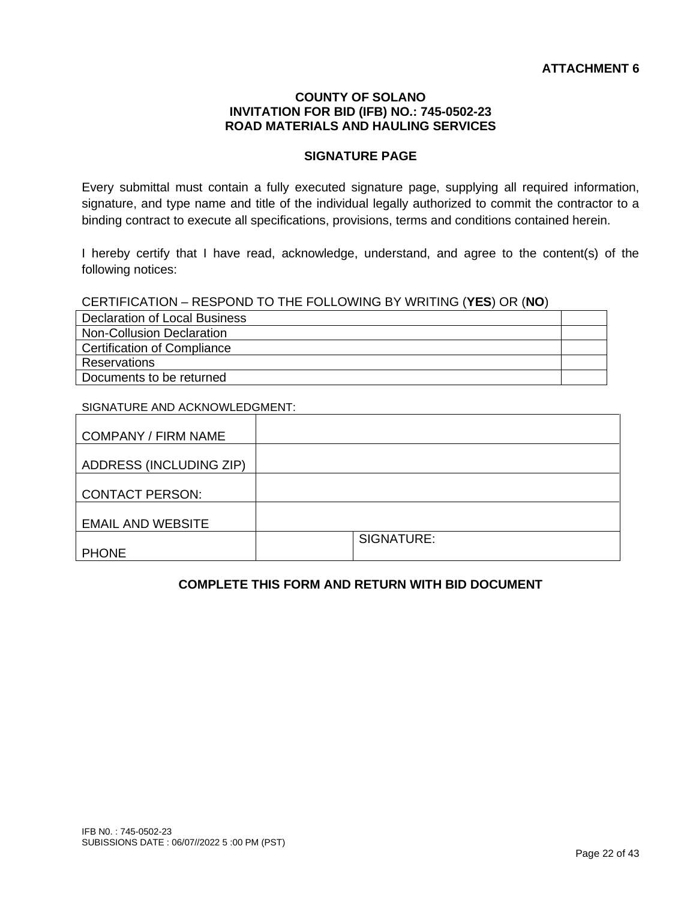**ATTACHMENT 6**

**COUNTY OF SOLANO**
**INVITATION FOR BID (IFB) NO.: 745-0502-23**
**ROAD MATERIALS AND HAULING SERVICES**

**SIGNATURE PAGE**

Every submittal must contain a fully executed signature page, supplying all required information, signature, and type name and title of the individual legally authorized to commit the contractor to a binding contract to execute all specifications, provisions, terms and conditions contained herein.

I hereby certify that I have read, acknowledge, understand, and agree to the content(s) of the following notices:

CERTIFICATION – RESPOND TO THE FOLLOWING BY WRITING (**YES**) OR (**NO**)

| | |
|---|---|
| Declaration of Local Business | |
| Non-Collusion Declaration | |
| Certification of Compliance | |
| Reservations | |
| Documents to be returned | |

SIGNATURE AND ACKNOWLEDGMENT:

| | | |
|---|---|---|
| COMPANY / FIRM NAME | | |
| ADDRESS (INCLUDING ZIP) | | |
| CONTACT PERSON: | | |
| EMAIL AND WEBSITE | | |
| PHONE | | SIGNATURE: |

**COMPLETE THIS FORM AND RETURN WITH BID DOCUMENT**

IFB N0. : 745-0502-23
SUBISSIONS DATE : 06/07//2022 5 :00 PM (PST)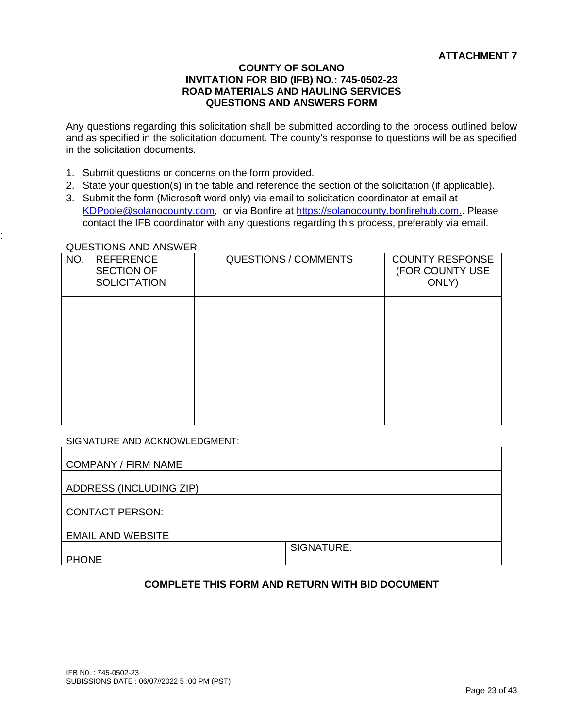**ATTACHMENT 7**

# COUNTY OF SOLANO
## INVITATION FOR BID (IFB) NO.: 745-0502-23
## ROAD MATERIALS AND HAULING SERVICES
## QUESTIONS AND ANSWERS FORM

Any questions regarding this solicitation shall be submitted according to the process outlined below and as specified in the solicitation document. The county's response to questions will be as specified in the solicitation documents.

1. Submit questions or concerns on the form provided.
2. State your question(s) in the table and reference the section of the solicitation (if applicable).
3. Submit the form (Microsoft word only) via email to solicitation coordinator at email at KDPoole@solanocounty.com, or via Bonfire at https://solanocounty.bonfirehub.com.. Please contact the IFB coordinator with any questions regarding this process, preferably via email.

QUESTIONS AND ANSWER

| NO. | REFERENCE SECTION OF SOLICITATION | QUESTIONS / COMMENTS | COUNTY RESPONSE (FOR COUNTY USE ONLY) |
|---|---|---|---|
| | | | |
| | | | |
| | | | |

SIGNATURE AND ACKNOWLEDGMENT:

| | | |
|---|---|---|
| COMPANY / FIRM NAME | | |
| ADDRESS (INCLUDING ZIP) | | |
| CONTACT PERSON: | | |
| EMAIL AND WEBSITE | | |
| PHONE | | SIGNATURE: |

**COMPLETE THIS FORM AND RETURN WITH BID DOCUMENT**

IFB N0. : 745-0502-23
SUBISSIONS DATE : 06/07//2022 5 :00 PM (PST)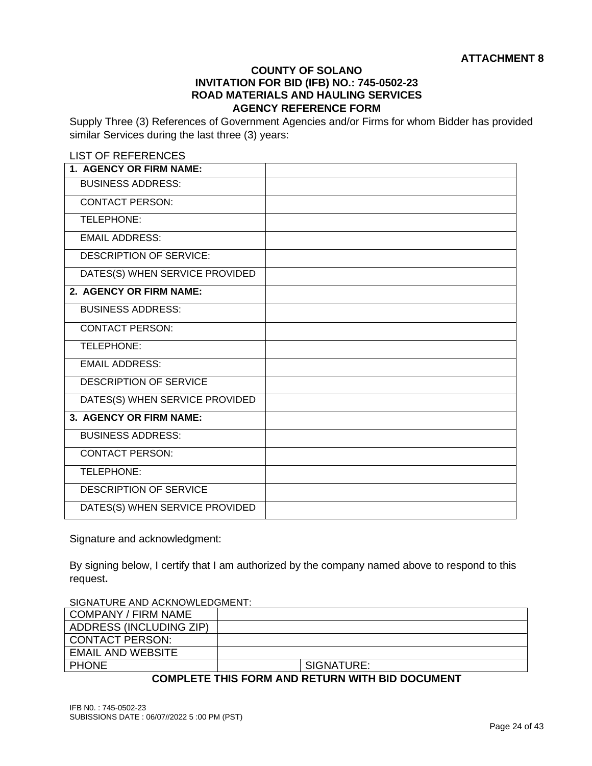**ATTACHMENT 8**

**COUNTY OF SOLANO**
**INVITATION FOR BID (IFB) NO.: 745-0502-23**
**ROAD MATERIALS AND HAULING SERVICES**
**AGENCY REFERENCE FORM**

Supply Three (3) References of Government Agencies and/or Firms for whom Bidder has provided similar Services during the last three (3) years:

LIST OF REFERENCES

| **1. AGENCY OR FIRM NAME:** | |
|---|---|
| BUSINESS ADDRESS: | |
| CONTACT PERSON: | |
| TELEPHONE: | |
| EMAIL ADDRESS: | |
| DESCRIPTION OF SERVICE: | |
| DATES(S) WHEN SERVICE PROVIDED | |
| **2. AGENCY OR FIRM NAME:** | |
| BUSINESS ADDRESS: | |
| CONTACT PERSON: | |
| TELEPHONE: | |
| EMAIL ADDRESS: | |
| DESCRIPTION OF SERVICE | |
| DATES(S) WHEN SERVICE PROVIDED | |
| **3. AGENCY OR FIRM NAME:** | |
| BUSINESS ADDRESS: | |
| CONTACT PERSON: | |
| TELEPHONE: | |
| DESCRIPTION OF SERVICE | |
| DATES(S) WHEN SERVICE PROVIDED | |

Signature and acknowledgment:

By signing below, I certify that I am authorized by the company named above to respond to this request**.**

SIGNATURE AND ACKNOWLEDGMENT:

| COMPANY / FIRM NAME | | |
|---|---|---|
| ADDRESS (INCLUDING ZIP) | | |
| CONTACT PERSON: | | |
| EMAIL AND WEBSITE | | |
| PHONE | | SIGNATURE: |

**COMPLETE THIS FORM AND RETURN WITH BID DOCUMENT**

IFB N0. : 745-0502-23
SUBISSIONS DATE : 06/07//2022 5 :00 PM (PST)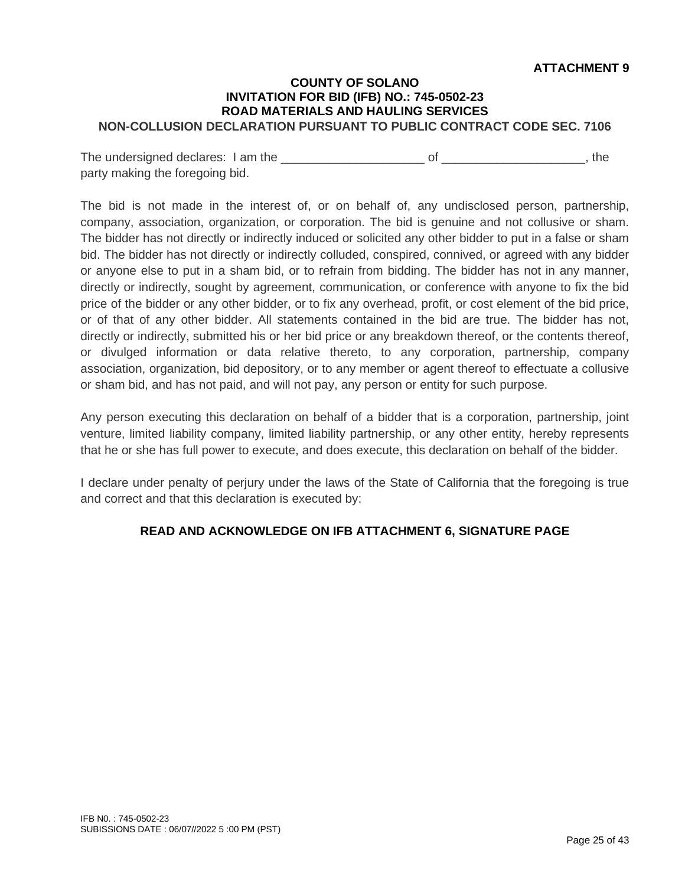**ATTACHMENT 9**

## COUNTY OF SOLANO
## INVITATION FOR BID (IFB) NO.: 745-0502-23
## ROAD MATERIALS AND HAULING SERVICES
## NON-COLLUSION DECLARATION PURSUANT TO PUBLIC CONTRACT CODE SEC. 7106

The undersigned declares: I am the _____________________ of _____________________, the party making the foregoing bid.

The bid is not made in the interest of, or on behalf of, any undisclosed person, partnership, company, association, organization, or corporation. The bid is genuine and not collusive or sham. The bidder has not directly or indirectly induced or solicited any other bidder to put in a false or sham bid. The bidder has not directly or indirectly colluded, conspired, connived, or agreed with any bidder or anyone else to put in a sham bid, or to refrain from bidding. The bidder has not in any manner, directly or indirectly, sought by agreement, communication, or conference with anyone to fix the bid price of the bidder or any other bidder, or to fix any overhead, profit, or cost element of the bid price, or of that of any other bidder. All statements contained in the bid are true. The bidder has not, directly or indirectly, submitted his or her bid price or any breakdown thereof, or the contents thereof, or divulged information or data relative thereto, to any corporation, partnership, company association, organization, bid depository, or to any member or agent thereof to effectuate a collusive or sham bid, and has not paid, and will not pay, any person or entity for such purpose.

Any person executing this declaration on behalf of a bidder that is a corporation, partnership, joint venture, limited liability company, limited liability partnership, or any other entity, hereby represents that he or she has full power to execute, and does execute, this declaration on behalf of the bidder.

I declare under penalty of perjury under the laws of the State of California that the foregoing is true and correct and that this declaration is executed by:

**READ AND ACKNOWLEDGE ON IFB ATTACHMENT 6, SIGNATURE PAGE**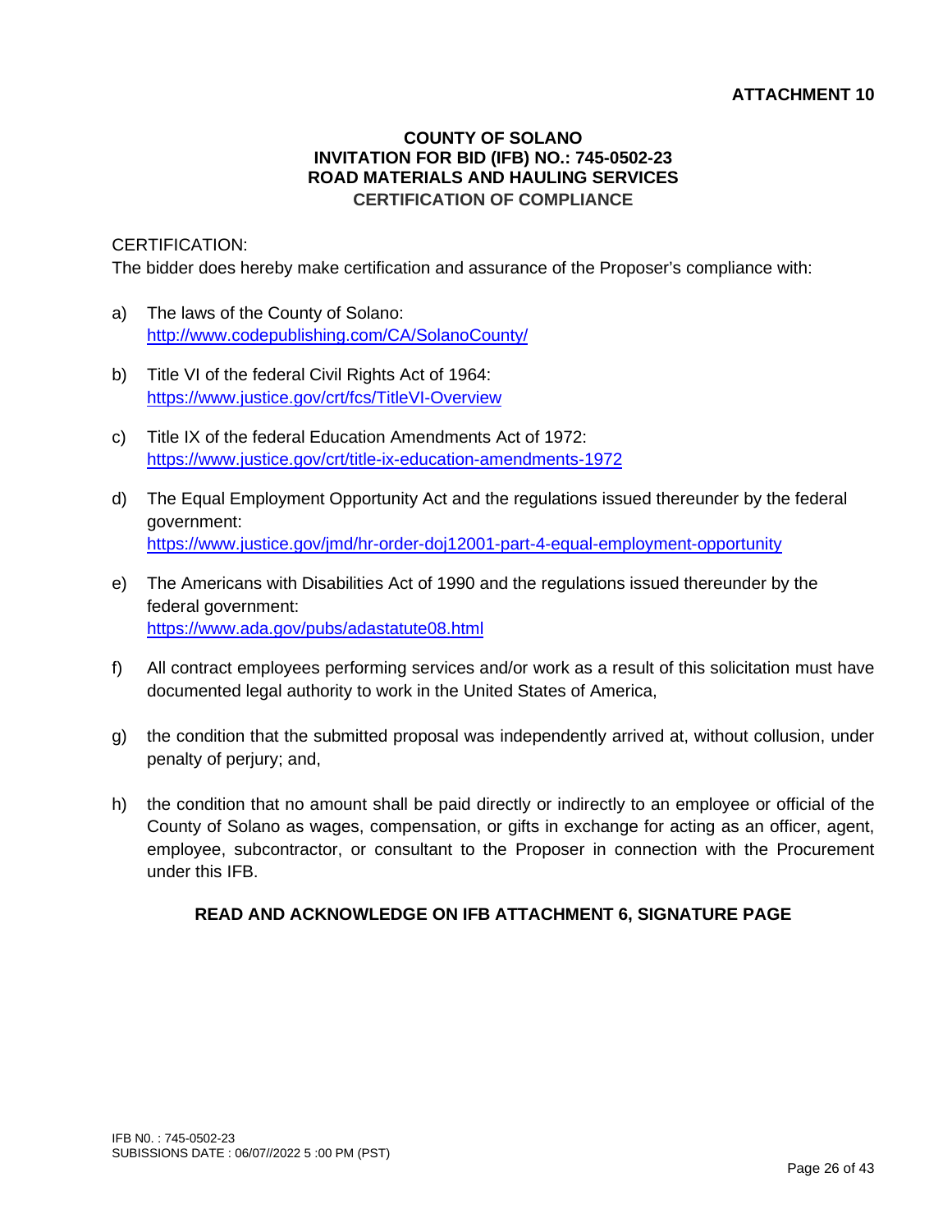**ATTACHMENT 10**

# COUNTY OF SOLANO
## INVITATION FOR BID (IFB) NO.: 745-0502-23
## ROAD MATERIALS AND HAULING SERVICES
### CERTIFICATION OF COMPLIANCE

CERTIFICATION:

The bidder does hereby make certification and assurance of the Proposer's compliance with:

a) The laws of the County of Solano: http://www.codepublishing.com/CA/SolanoCounty/

b) Title VI of the federal Civil Rights Act of 1964: https://www.justice.gov/crt/fcs/TitleVI-Overview

c) Title IX of the federal Education Amendments Act of 1972: https://www.justice.gov/crt/title-ix-education-amendments-1972

d) The Equal Employment Opportunity Act and the regulations issued thereunder by the federal government: https://www.justice.gov/jmd/hr-order-doj12001-part-4-equal-employment-opportunity

e) The Americans with Disabilities Act of 1990 and the regulations issued thereunder by the federal government: https://www.ada.gov/pubs/adastatute08.html

f) All contract employees performing services and/or work as a result of this solicitation must have documented legal authority to work in the United States of America,

g) the condition that the submitted proposal was independently arrived at, without collusion, under penalty of perjury; and,

h) the condition that no amount shall be paid directly or indirectly to an employee or official of the County of Solano as wages, compensation, or gifts in exchange for acting as an officer, agent, employee, subcontractor, or consultant to the Proposer in connection with the Procurement under this IFB.

**READ AND ACKNOWLEDGE ON IFB ATTACHMENT 6, SIGNATURE PAGE**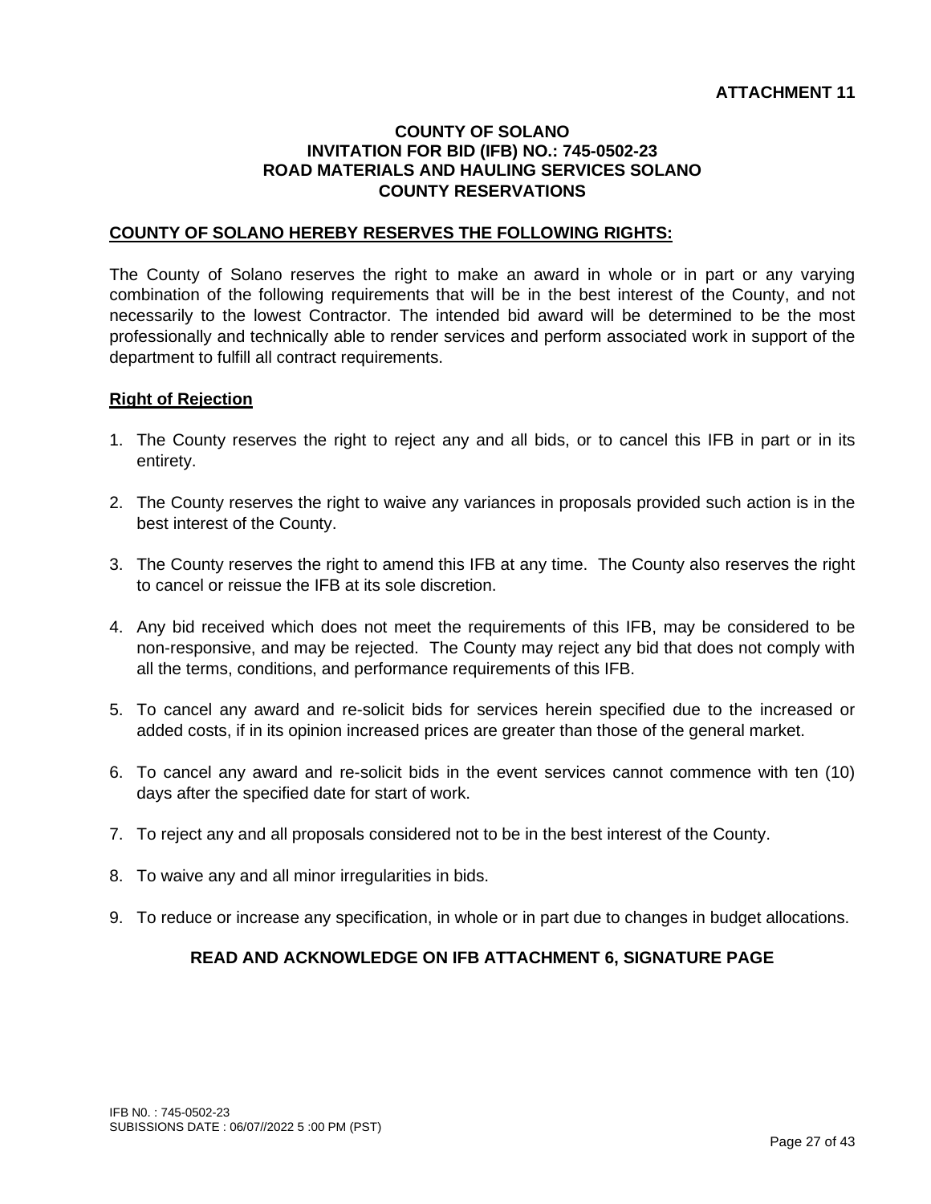**ATTACHMENT 11**

# COUNTY OF SOLANO
## INVITATION FOR BID (IFB) NO.: 745-0502-23
## ROAD MATERIALS AND HAULING SERVICES SOLANO
## COUNTY RESERVATIONS

**COUNTY OF SOLANO HEREBY RESERVES THE FOLLOWING RIGHTS:**

The County of Solano reserves the right to make an award in whole or in part or any varying combination of the following requirements that will be in the best interest of the County, and not necessarily to the lowest Contractor. The intended bid award will be determined to be the most professionally and technically able to render services and perform associated work in support of the department to fulfill all contract requirements.

**Right of Rejection**

1. The County reserves the right to reject any and all bids, or to cancel this IFB in part or in its entirety.
2. The County reserves the right to waive any variances in proposals provided such action is in the best interest of the County.
3. The County reserves the right to amend this IFB at any time. The County also reserves the right to cancel or reissue the IFB at its sole discretion.
4. Any bid received which does not meet the requirements of this IFB, may be considered to be non-responsive, and may be rejected. The County may reject any bid that does not comply with all the terms, conditions, and performance requirements of this IFB.
5. To cancel any award and re-solicit bids for services herein specified due to the increased or added costs, if in its opinion increased prices are greater than those of the general market.
6. To cancel any award and re-solicit bids in the event services cannot commence with ten (10) days after the specified date for start of work.
7. To reject any and all proposals considered not to be in the best interest of the County.
8. To waive any and all minor irregularities in bids.
9. To reduce or increase any specification, in whole or in part due to changes in budget allocations.

**READ AND ACKNOWLEDGE ON IFB ATTACHMENT 6, SIGNATURE PAGE**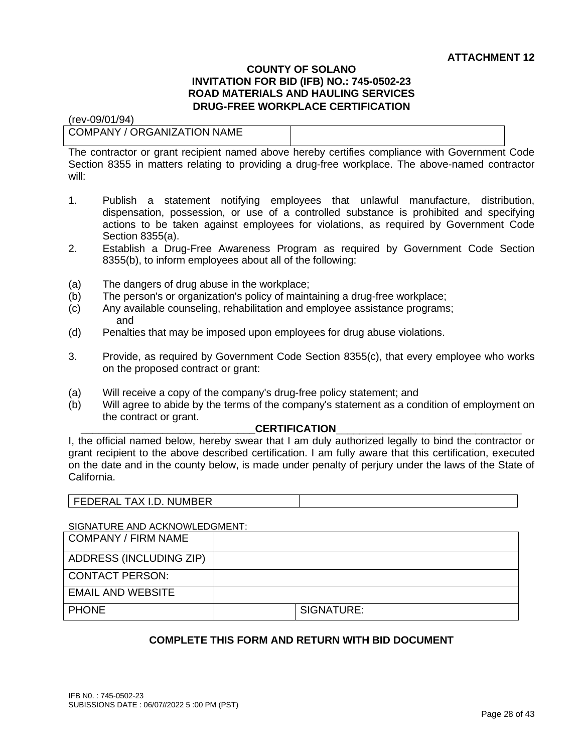**ATTACHMENT 12**

**COUNTY OF SOLANO**
**INVITATION FOR BID (IFB) NO.: 745-0502-23**
**ROAD MATERIALS AND HAULING SERVICES**
**DRUG-FREE WORKPLACE CERTIFICATION**

(rev-09/01/94)

| COMPANY / ORGANIZATION NAME | |
|---|---|

The contractor or grant recipient named above hereby certifies compliance with Government Code Section 8355 in matters relating to providing a drug-free workplace. The above-named contractor will:

1. Publish a statement notifying employees that unlawful manufacture, distribution, dispensation, possession, or use of a controlled substance is prohibited and specifying actions to be taken against employees for violations, as required by Government Code Section 8355(a).
2. Establish a Drug-Free Awareness Program as required by Government Code Section 8355(b), to inform employees about all of the following:

(a) The dangers of drug abuse in the workplace;
(b) The person's or organization's policy of maintaining a drug-free workplace;
(c) Any available counseling, rehabilitation and employee assistance programs; and
(d) Penalties that may be imposed upon employees for drug abuse violations.

3. Provide, as required by Government Code Section 8355(c), that every employee who works on the proposed contract or grant:

(a) Will receive a copy of the company's drug-free policy statement; and
(b) Will agree to abide by the terms of the company's statement as a condition of employment on the contract or grant.

**CERTIFICATION**

I, the official named below, hereby swear that I am duly authorized legally to bind the contractor or grant recipient to the above described certification. I am fully aware that this certification, executed on the date and in the county below, is made under penalty of perjury under the laws of the State of California.

| FEDERAL TAX I.D. NUMBER | |
|---|---|

SIGNATURE AND ACKNOWLEDGMENT:

| COMPANY / FIRM NAME | | |
|---|---|---|
| ADDRESS (INCLUDING ZIP) | | |
| CONTACT PERSON: | | |
| EMAIL AND WEBSITE | | |
| PHONE | | SIGNATURE: |

**COMPLETE THIS FORM AND RETURN WITH BID DOCUMENT**

IFB N0. : 745-0502-23
SUBISSIONS DATE : 06/07//2022 5 :00 PM (PST)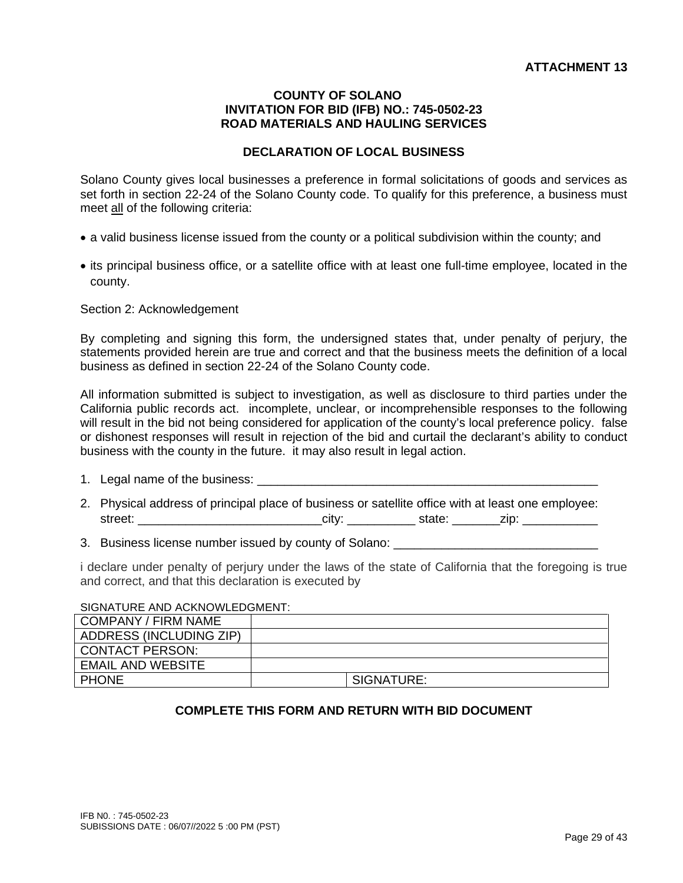**ATTACHMENT 13**

**COUNTY OF SOLANO**
**INVITATION FOR BID (IFB) NO.: 745-0502-23**
**ROAD MATERIALS AND HAULING SERVICES**

**DECLARATION OF LOCAL BUSINESS**

Solano County gives local businesses a preference in formal solicitations of goods and services as set forth in section 22-24 of the Solano County code. To qualify for this preference, a business must meet all of the following criteria:

- a valid business license issued from the county or a political subdivision within the county; and
- its principal business office, or a satellite office with at least one full-time employee, located in the county.

Section 2: Acknowledgement

By completing and signing this form, the undersigned states that, under penalty of perjury, the statements provided herein are true and correct and that the business meets the definition of a local business as defined in section 22-24 of the Solano County code.

All information submitted is subject to investigation, as well as disclosure to third parties under the California public records act. incomplete, unclear, or incomprehensible responses to the following will result in the bid not being considered for application of the county's local preference policy. false or dishonest responses will result in rejection of the bid and curtail the declarant's ability to conduct business with the county in the future. it may also result in legal action.

1. Legal name of the business: ____________________________________________________
2. Physical address of principal place of business or satellite office with at least one employee: street: ___________________________city: __________ state: _______zip: ___________
3. Business license number issued by county of Solano: ______________________________

i declare under penalty of perjury under the laws of the state of California that the foregoing is true and correct, and that this declaration is executed by

SIGNATURE AND ACKNOWLEDGMENT:

| COMPANY / FIRM NAME | | |
|---|---|---|
| ADDRESS (INCLUDING ZIP) | | |
| CONTACT PERSON: | | |
| EMAIL AND WEBSITE | | |
| PHONE | | SIGNATURE: |

**COMPLETE THIS FORM AND RETURN WITH BID DOCUMENT**

IFB N0. : 745-0502-23
SUBISSIONS DATE : 06/07//2022 5 :00 PM (PST)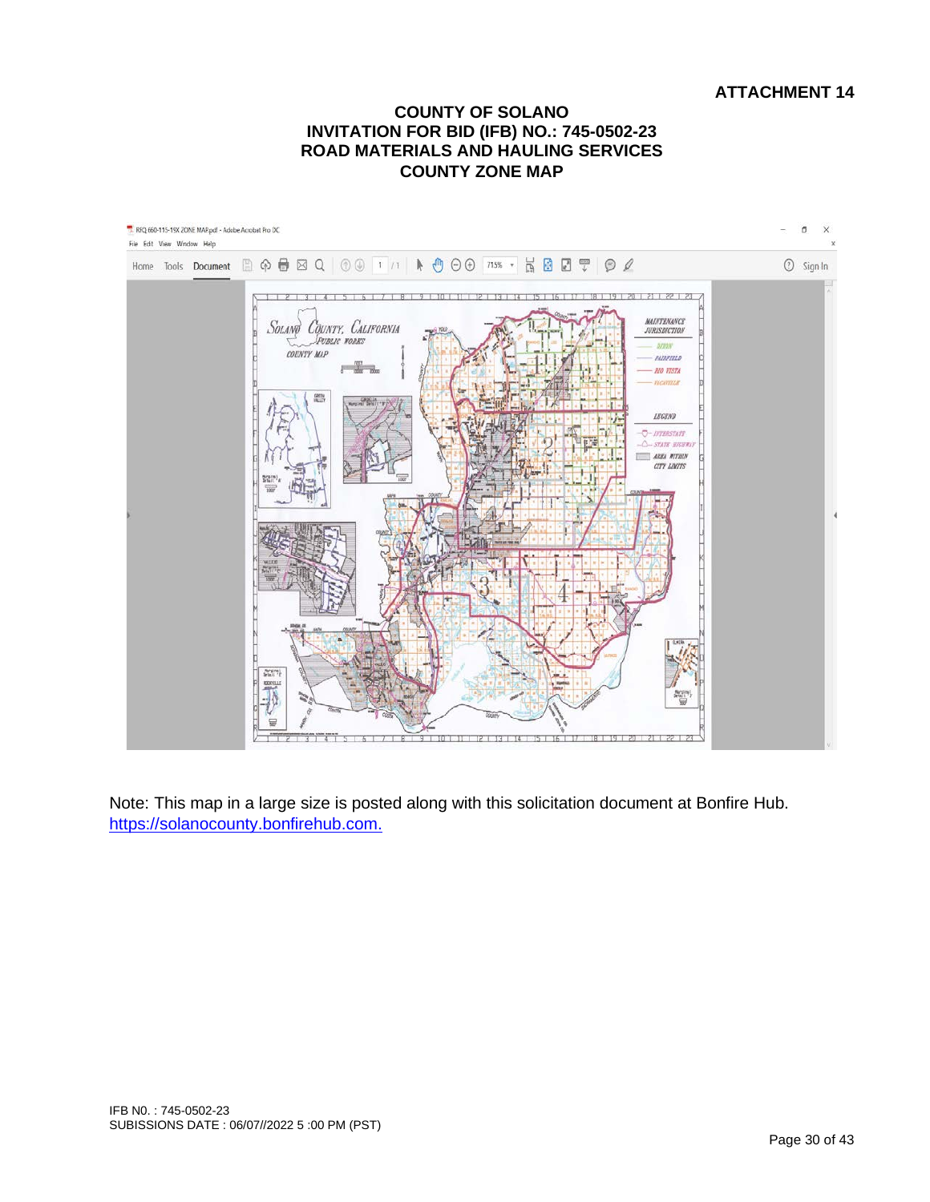**ATTACHMENT 14**

# COUNTY OF SOLANO
## INVITATION FOR BID (IFB) NO.: 745-0502-23
## ROAD MATERIALS AND HAULING SERVICES
## COUNTY ZONE MAP

Note: This map in a large size is posted along with this solicitation document at Bonfire Hub. https://solanocounty.bonfirehub.com.

IFB N0. : 745-0502-23
SUBISSIONS DATE : 06/07//2022 5 :00 PM (PST)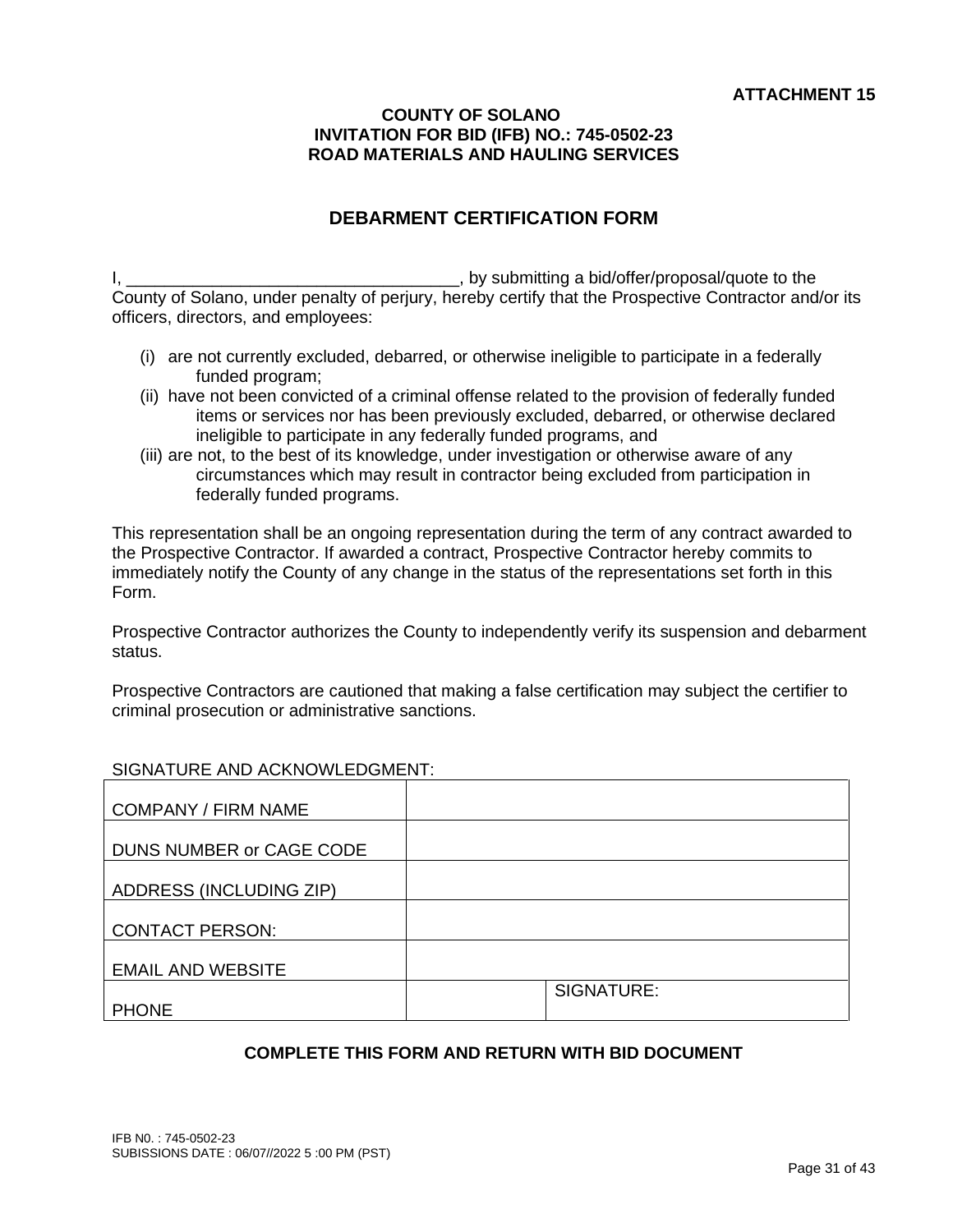**ATTACHMENT 15**

**COUNTY OF SOLANO**
**INVITATION FOR BID (IFB) NO.: 745-0502-23**
**ROAD MATERIALS AND HAULING SERVICES**

## DEBARMENT CERTIFICATION FORM

I, ___________________________________, by submitting a bid/offer/proposal/quote to the County of Solano, under penalty of perjury, hereby certify that the Prospective Contractor and/or its officers, directors, and employees:

(i) are not currently excluded, debarred, or otherwise ineligible to participate in a federally funded program;
(ii) have not been convicted of a criminal offense related to the provision of federally funded items or services nor has been previously excluded, debarred, or otherwise declared ineligible to participate in any federally funded programs, and
(iii) are not, to the best of its knowledge, under investigation or otherwise aware of any circumstances which may result in contractor being excluded from participation in federally funded programs.

This representation shall be an ongoing representation during the term of any contract awarded to the Prospective Contractor. If awarded a contract, Prospective Contractor hereby commits to immediately notify the County of any change in the status of the representations set forth in this Form.

Prospective Contractor authorizes the County to independently verify its suspension and debarment status.

Prospective Contractors are cautioned that making a false certification may subject the certifier to criminal prosecution or administrative sanctions.

SIGNATURE AND ACKNOWLEDGMENT:

| | | |
|---|---|---|
| COMPANY / FIRM NAME | | |
| DUNS NUMBER or CAGE CODE | | |
| ADDRESS (INCLUDING ZIP) | | |
| CONTACT PERSON: | | |
| EMAIL AND WEBSITE | | |
| PHONE | | SIGNATURE: |

**COMPLETE THIS FORM AND RETURN WITH BID DOCUMENT**

IFB N0. : 745-0502-23
SUBISSIONS DATE : 06/07//2022 5 :00 PM (PST)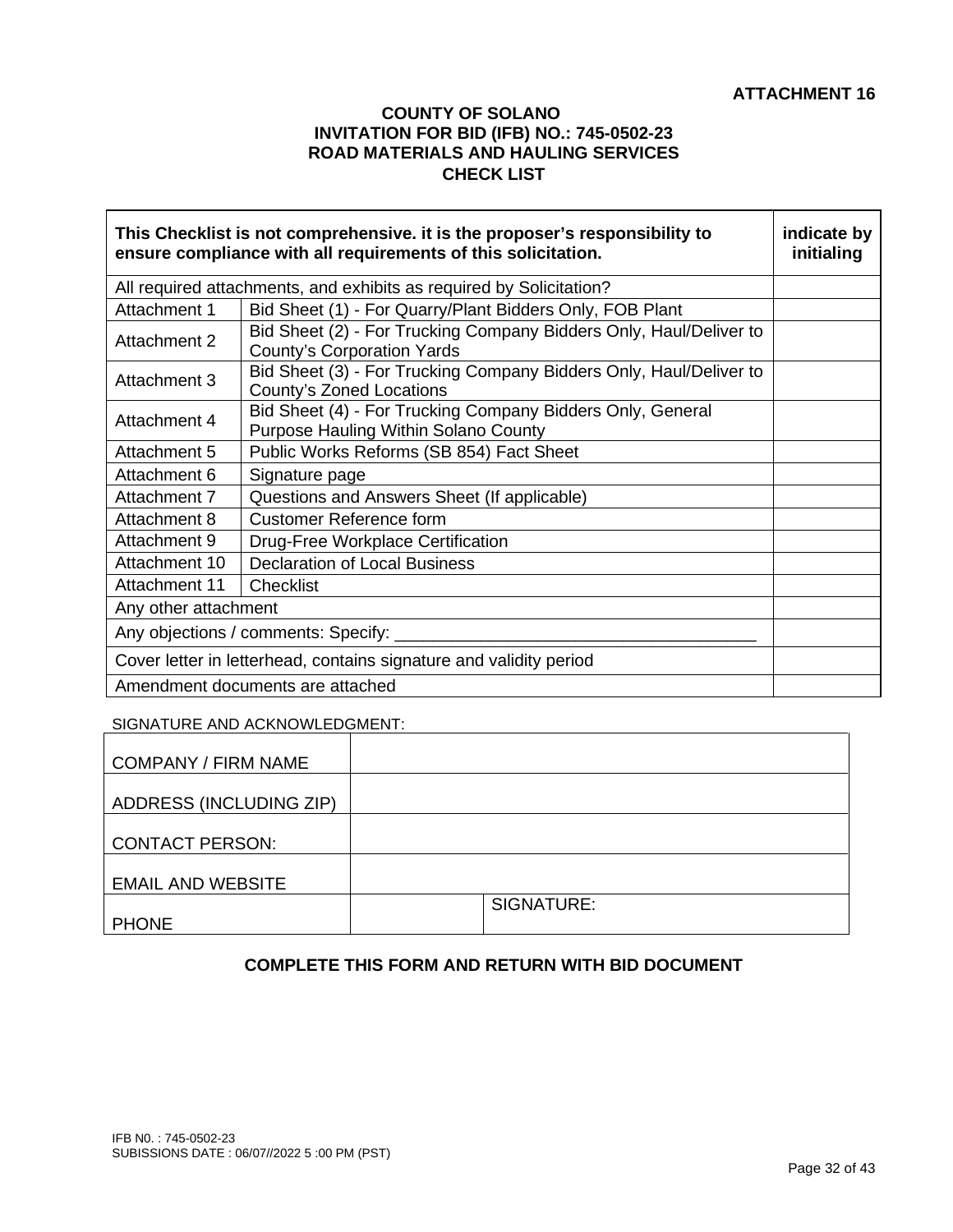**ATTACHMENT 16**

**COUNTY OF SOLANO**
**INVITATION FOR BID (IFB) NO.: 745-0502-23**
**ROAD MATERIALS AND HAULING SERVICES**
**CHECK LIST**

| **This Checklist is not comprehensive. it is the proposer's responsibility to ensure compliance with all requirements of this solicitation.** | | **indicate by initialing** |
|---|---|---|
| All required attachments, and exhibits as required by Solicitation? | | |
| Attachment 1 | Bid Sheet (1) - For Quarry/Plant Bidders Only, FOB Plant | |
| Attachment 2 | Bid Sheet (2) - For Trucking Company Bidders Only, Haul/Deliver to County's Corporation Yards | |
| Attachment 3 | Bid Sheet (3) - For Trucking Company Bidders Only, Haul/Deliver to County's Zoned Locations | |
| Attachment 4 | Bid Sheet (4) - For Trucking Company Bidders Only, General Purpose Hauling Within Solano County | |
| Attachment 5 | Public Works Reforms (SB 854) Fact Sheet | |
| Attachment 6 | Signature page | |
| Attachment 7 | Questions and Answers Sheet (If applicable) | |
| Attachment 8 | Customer Reference form | |
| Attachment 9 | Drug-Free Workplace Certification | |
| Attachment 10 | Declaration of Local Business | |
| Attachment 11 | Checklist | |
| Any other attachment | | |
| Any objections / comments: Specify: _____________________________________ | | |
| Cover letter in letterhead, contains signature and validity period | | |
| Amendment documents are attached | | |

SIGNATURE AND ACKNOWLEDGMENT:

| COMPANY / FIRM NAME | | |
|---|---|---|
| ADDRESS (INCLUDING ZIP) | | |
| CONTACT PERSON: | | |
| EMAIL AND WEBSITE | | |
| PHONE | | SIGNATURE: |

**COMPLETE THIS FORM AND RETURN WITH BID DOCUMENT**

IFB N0. : 745-0502-23
SUBISSIONS DATE : 06/07//2022 5 :00 PM (PST)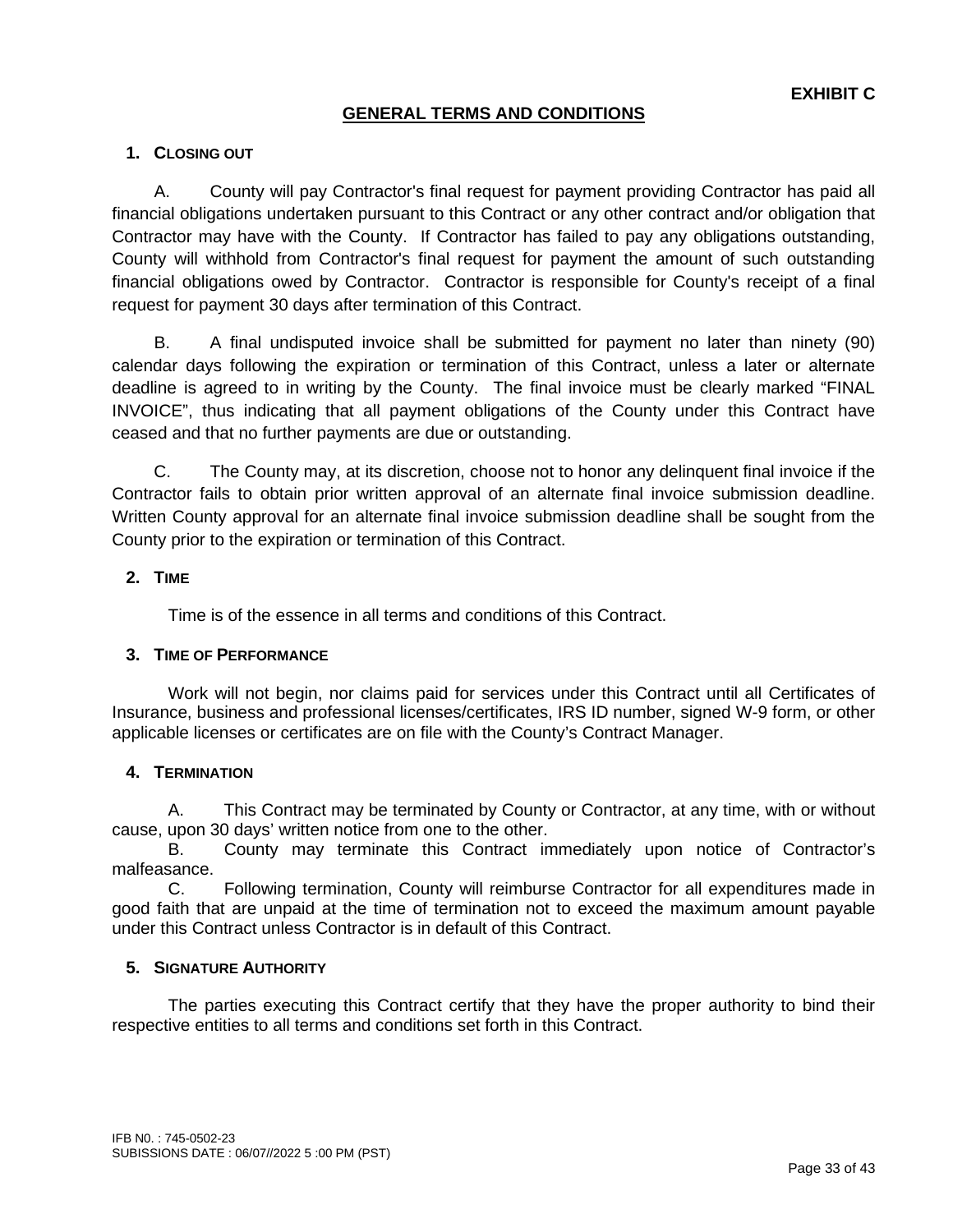**EXHIBIT C**

## GENERAL TERMS AND CONDITIONS

### 1. CLOSING OUT

A. County will pay Contractor's final request for payment providing Contractor has paid all financial obligations undertaken pursuant to this Contract or any other contract and/or obligation that Contractor may have with the County. If Contractor has failed to pay any obligations outstanding, County will withhold from Contractor's final request for payment the amount of such outstanding financial obligations owed by Contractor. Contractor is responsible for County's receipt of a final request for payment 30 days after termination of this Contract.

B. A final undisputed invoice shall be submitted for payment no later than ninety (90) calendar days following the expiration or termination of this Contract, unless a later or alternate deadline is agreed to in writing by the County. The final invoice must be clearly marked "FINAL INVOICE", thus indicating that all payment obligations of the County under this Contract have ceased and that no further payments are due or outstanding.

C. The County may, at its discretion, choose not to honor any delinquent final invoice if the Contractor fails to obtain prior written approval of an alternate final invoice submission deadline. Written County approval for an alternate final invoice submission deadline shall be sought from the County prior to the expiration or termination of this Contract.

### 2. TIME

Time is of the essence in all terms and conditions of this Contract.

### 3. TIME OF PERFORMANCE

Work will not begin, nor claims paid for services under this Contract until all Certificates of Insurance, business and professional licenses/certificates, IRS ID number, signed W-9 form, or other applicable licenses or certificates are on file with the County's Contract Manager.

### 4. TERMINATION

A. This Contract may be terminated by County or Contractor, at any time, with or without cause, upon 30 days' written notice from one to the other.

B. County may terminate this Contract immediately upon notice of Contractor's malfeasance.

C. Following termination, County will reimburse Contractor for all expenditures made in good faith that are unpaid at the time of termination not to exceed the maximum amount payable under this Contract unless Contractor is in default of this Contract.

### 5. SIGNATURE AUTHORITY

The parties executing this Contract certify that they have the proper authority to bind their respective entities to all terms and conditions set forth in this Contract.

IFB N0. : 745-0502-23
SUBISSIONS DATE : 06/07//2022 5 :00 PM (PST)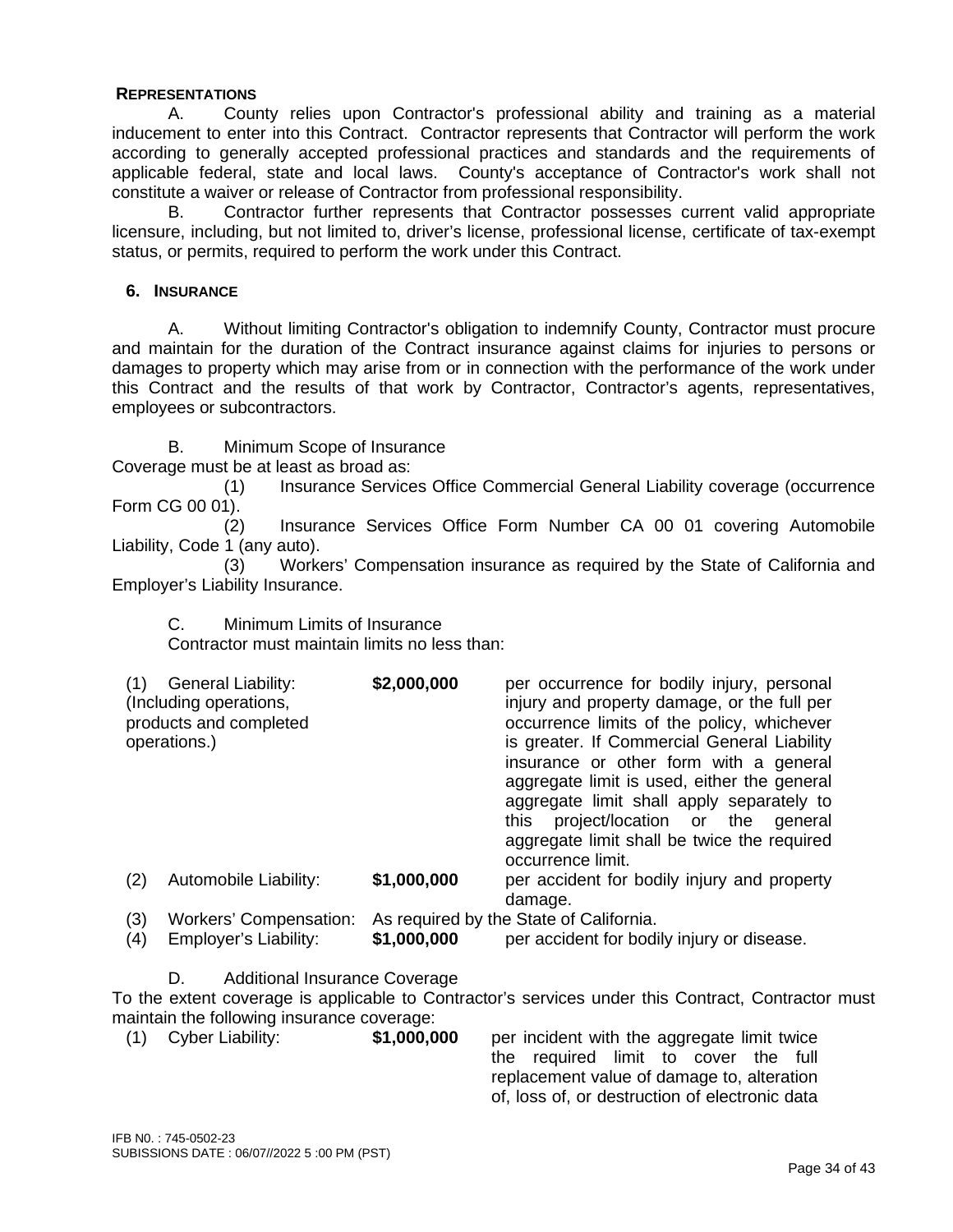**REPRESENTATIONS**

A. County relies upon Contractor's professional ability and training as a material inducement to enter into this Contract. Contractor represents that Contractor will perform the work according to generally accepted professional practices and standards and the requirements of applicable federal, state and local laws. County's acceptance of Contractor's work shall not constitute a waiver or release of Contractor from professional responsibility.

B. Contractor further represents that Contractor possesses current valid appropriate licensure, including, but not limited to, driver's license, professional license, certificate of tax-exempt status, or permits, required to perform the work under this Contract.

**6. INSURANCE**

A. Without limiting Contractor's obligation to indemnify County, Contractor must procure and maintain for the duration of the Contract insurance against claims for injuries to persons or damages to property which may arise from or in connection with the performance of the work under this Contract and the results of that work by Contractor, Contractor's agents, representatives, employees or subcontractors.

B. Minimum Scope of Insurance

Coverage must be at least as broad as:

(1) Insurance Services Office Commercial General Liability coverage (occurrence Form CG 00 01).

(2) Insurance Services Office Form Number CA 00 01 covering Automobile Liability, Code 1 (any auto).

(3) Workers' Compensation insurance as required by the State of California and Employer's Liability Insurance.

C. Minimum Limits of Insurance

Contractor must maintain limits no less than:

| | | | |
|---|---|---|---|
| (1) | General Liability: (Including operations, products and completed operations.) | **$2,000,000** | per occurrence for bodily injury, personal injury and property damage, or the full per occurrence limits of the policy, whichever is greater. If Commercial General Liability insurance or other form with a general aggregate limit is used, either the general aggregate limit shall apply separately to this project/location or the general aggregate limit shall be twice the required occurrence limit. |
| (2) | Automobile Liability: | **$1,000,000** | per accident for bodily injury and property damage. |
| (3) | Workers' Compensation: | As required by the State of California. | |
| (4) | Employer's Liability: | **$1,000,000** | per accident for bodily injury or disease. |

D. Additional Insurance Coverage

To the extent coverage is applicable to Contractor's services under this Contract, Contractor must maintain the following insurance coverage:

| | | | |
|---|---|---|---|
| (1) | Cyber Liability: | **$1,000,000** | per incident with the aggregate limit twice the required limit to cover the full replacement value of damage to, alteration of, loss of, or destruction of electronic data |

IFB N0. : 745-0502-23
SUBISSIONS DATE : 06/07//2022 5 :00 PM (PST)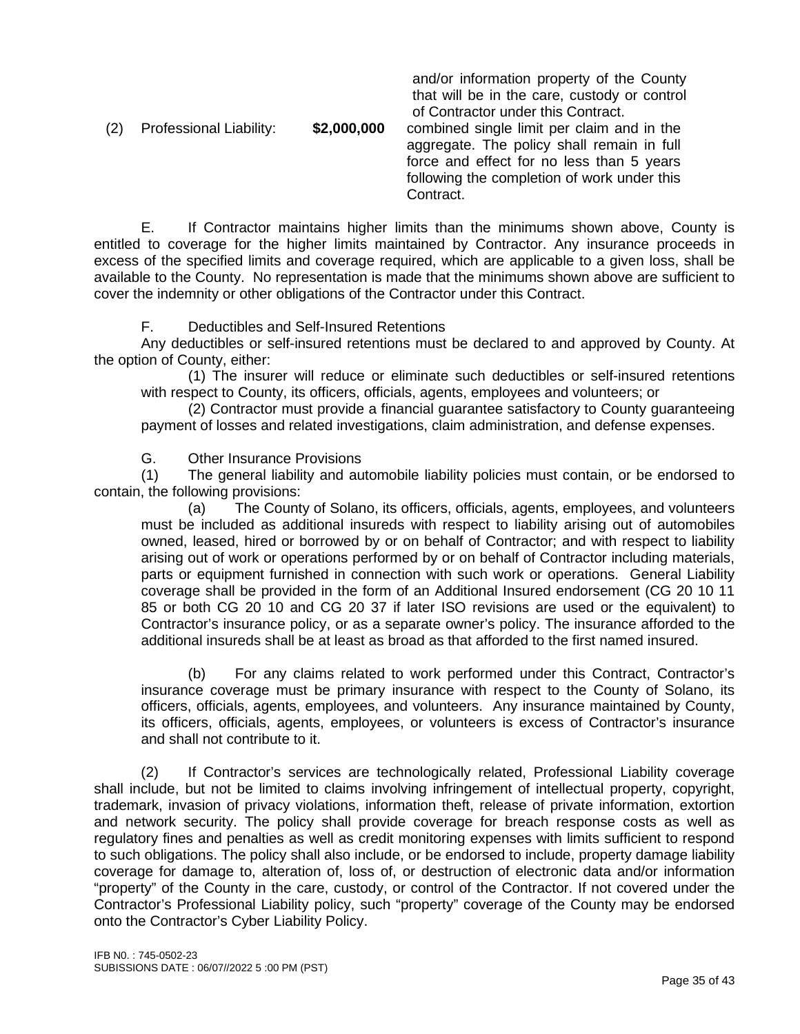and/or information property of the County that will be in the care, custody or control of Contractor under this Contract.

(2) Professional Liability: **$2,000,000** combined single limit per claim and in the aggregate. The policy shall remain in full force and effect for no less than 5 years following the completion of work under this Contract.

E. If Contractor maintains higher limits than the minimums shown above, County is entitled to coverage for the higher limits maintained by Contractor. Any insurance proceeds in excess of the specified limits and coverage required, which are applicable to a given loss, shall be available to the County. No representation is made that the minimums shown above are sufficient to cover the indemnity or other obligations of the Contractor under this Contract.

F. Deductibles and Self-Insured Retentions

Any deductibles or self-insured retentions must be declared to and approved by County. At the option of County, either:

(1) The insurer will reduce or eliminate such deductibles or self-insured retentions with respect to County, its officers, officials, agents, employees and volunteers; or

(2) Contractor must provide a financial guarantee satisfactory to County guaranteeing payment of losses and related investigations, claim administration, and defense expenses.

G. Other Insurance Provisions

(1) The general liability and automobile liability policies must contain, or be endorsed to contain, the following provisions:

(a) The County of Solano, its officers, officials, agents, employees, and volunteers must be included as additional insureds with respect to liability arising out of automobiles owned, leased, hired or borrowed by or on behalf of Contractor; and with respect to liability arising out of work or operations performed by or on behalf of Contractor including materials, parts or equipment furnished in connection with such work or operations. General Liability coverage shall be provided in the form of an Additional Insured endorsement (CG 20 10 11 85 or both CG 20 10 and CG 20 37 if later ISO revisions are used or the equivalent) to Contractor's insurance policy, or as a separate owner's policy. The insurance afforded to the additional insureds shall be at least as broad as that afforded to the first named insured.

(b) For any claims related to work performed under this Contract, Contractor's insurance coverage must be primary insurance with respect to the County of Solano, its officers, officials, agents, employees, and volunteers. Any insurance maintained by County, its officers, officials, agents, employees, or volunteers is excess of Contractor's insurance and shall not contribute to it.

(2) If Contractor's services are technologically related, Professional Liability coverage shall include, but not be limited to claims involving infringement of intellectual property, copyright, trademark, invasion of privacy violations, information theft, release of private information, extortion and network security. The policy shall provide coverage for breach response costs as well as regulatory fines and penalties as well as credit monitoring expenses with limits sufficient to respond to such obligations. The policy shall also include, or be endorsed to include, property damage liability coverage for damage to, alteration of, loss of, or destruction of electronic data and/or information "property" of the County in the care, custody, or control of the Contractor. If not covered under the Contractor's Professional Liability policy, such "property" coverage of the County may be endorsed onto the Contractor's Cyber Liability Policy.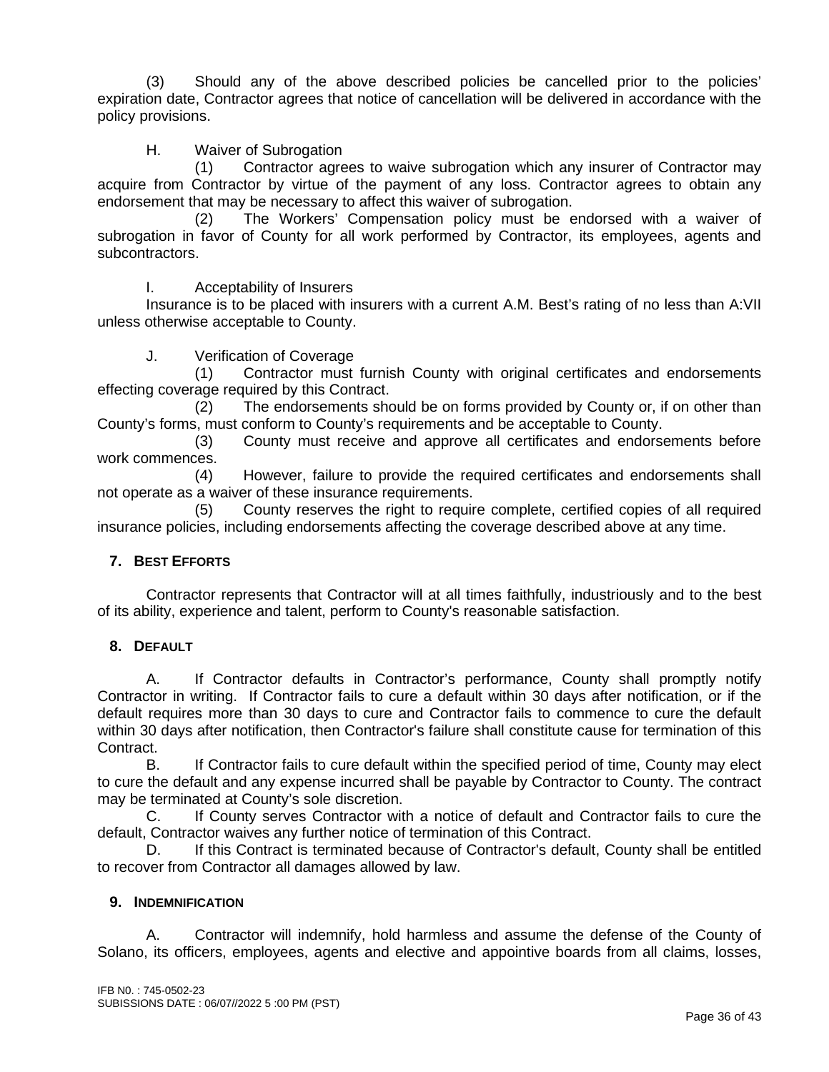(3) Should any of the above described policies be cancelled prior to the policies' expiration date, Contractor agrees that notice of cancellation will be delivered in accordance with the policy provisions.

H. Waiver of Subrogation

(1) Contractor agrees to waive subrogation which any insurer of Contractor may acquire from Contractor by virtue of the payment of any loss. Contractor agrees to obtain any endorsement that may be necessary to affect this waiver of subrogation.

(2) The Workers' Compensation policy must be endorsed with a waiver of subrogation in favor of County for all work performed by Contractor, its employees, agents and subcontractors.

I. Acceptability of Insurers

Insurance is to be placed with insurers with a current A.M. Best's rating of no less than A:VII unless otherwise acceptable to County.

J. Verification of Coverage

(1) Contractor must furnish County with original certificates and endorsements effecting coverage required by this Contract.

(2) The endorsements should be on forms provided by County or, if on other than County's forms, must conform to County's requirements and be acceptable to County.

(3) County must receive and approve all certificates and endorsements before work commences.

(4) However, failure to provide the required certificates and endorsements shall not operate as a waiver of these insurance requirements.

(5) County reserves the right to require complete, certified copies of all required insurance policies, including endorsements affecting the coverage described above at any time.

## 7. BEST EFFORTS

Contractor represents that Contractor will at all times faithfully, industriously and to the best of its ability, experience and talent, perform to County's reasonable satisfaction.

## 8. DEFAULT

A. If Contractor defaults in Contractor's performance, County shall promptly notify Contractor in writing. If Contractor fails to cure a default within 30 days after notification, or if the default requires more than 30 days to cure and Contractor fails to commence to cure the default within 30 days after notification, then Contractor's failure shall constitute cause for termination of this Contract.

B. If Contractor fails to cure default within the specified period of time, County may elect to cure the default and any expense incurred shall be payable by Contractor to County. The contract may be terminated at County's sole discretion.

C. If County serves Contractor with a notice of default and Contractor fails to cure the default, Contractor waives any further notice of termination of this Contract.

D. If this Contract is terminated because of Contractor's default, County shall be entitled to recover from Contractor all damages allowed by law.

## 9. INDEMNIFICATION

A. Contractor will indemnify, hold harmless and assume the defense of the County of Solano, its officers, employees, agents and elective and appointive boards from all claims, losses,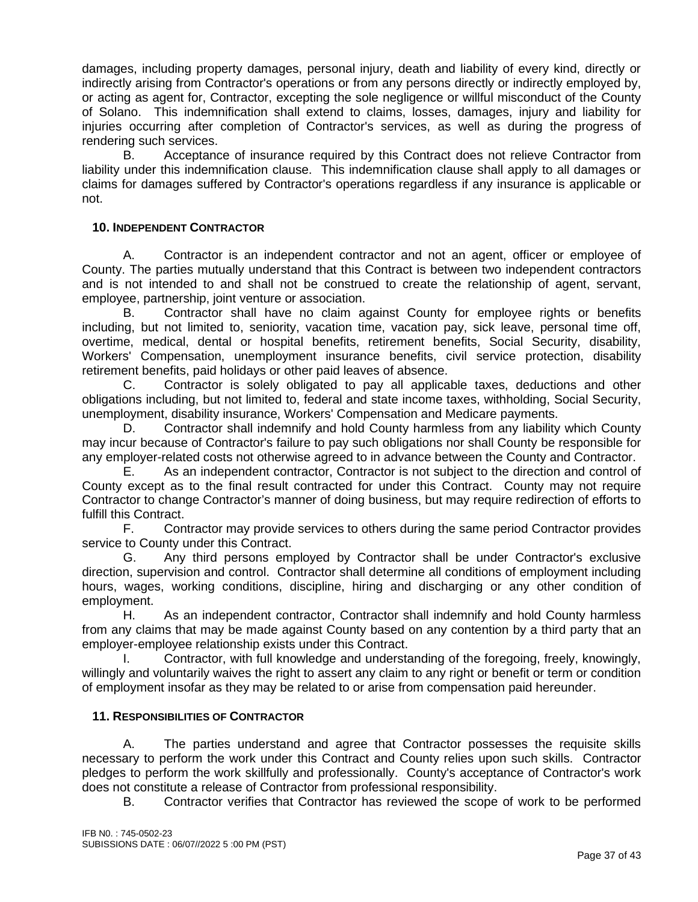damages, including property damages, personal injury, death and liability of every kind, directly or indirectly arising from Contractor's operations or from any persons directly or indirectly employed by, or acting as agent for, Contractor, excepting the sole negligence or willful misconduct of the County of Solano. This indemnification shall extend to claims, losses, damages, injury and liability for injuries occurring after completion of Contractor's services, as well as during the progress of rendering such services.

B. Acceptance of insurance required by this Contract does not relieve Contractor from liability under this indemnification clause. This indemnification clause shall apply to all damages or claims for damages suffered by Contractor's operations regardless if any insurance is applicable or not.

## 10. Independent Contractor

A. Contractor is an independent contractor and not an agent, officer or employee of County. The parties mutually understand that this Contract is between two independent contractors and is not intended to and shall not be construed to create the relationship of agent, servant, employee, partnership, joint venture or association.

B. Contractor shall have no claim against County for employee rights or benefits including, but not limited to, seniority, vacation time, vacation pay, sick leave, personal time off, overtime, medical, dental or hospital benefits, retirement benefits, Social Security, disability, Workers' Compensation, unemployment insurance benefits, civil service protection, disability retirement benefits, paid holidays or other paid leaves of absence.

C. Contractor is solely obligated to pay all applicable taxes, deductions and other obligations including, but not limited to, federal and state income taxes, withholding, Social Security, unemployment, disability insurance, Workers' Compensation and Medicare payments.

D. Contractor shall indemnify and hold County harmless from any liability which County may incur because of Contractor's failure to pay such obligations nor shall County be responsible for any employer-related costs not otherwise agreed to in advance between the County and Contractor.

E. As an independent contractor, Contractor is not subject to the direction and control of County except as to the final result contracted for under this Contract. County may not require Contractor to change Contractor's manner of doing business, but may require redirection of efforts to fulfill this Contract.

F. Contractor may provide services to others during the same period Contractor provides service to County under this Contract.

G. Any third persons employed by Contractor shall be under Contractor's exclusive direction, supervision and control. Contractor shall determine all conditions of employment including hours, wages, working conditions, discipline, hiring and discharging or any other condition of employment.

H. As an independent contractor, Contractor shall indemnify and hold County harmless from any claims that may be made against County based on any contention by a third party that an employer-employee relationship exists under this Contract.

I. Contractor, with full knowledge and understanding of the foregoing, freely, knowingly, willingly and voluntarily waives the right to assert any claim to any right or benefit or term or condition of employment insofar as they may be related to or arise from compensation paid hereunder.

## 11. Responsibilities of Contractor

A. The parties understand and agree that Contractor possesses the requisite skills necessary to perform the work under this Contract and County relies upon such skills. Contractor pledges to perform the work skillfully and professionally. County's acceptance of Contractor's work does not constitute a release of Contractor from professional responsibility.

B. Contractor verifies that Contractor has reviewed the scope of work to be performed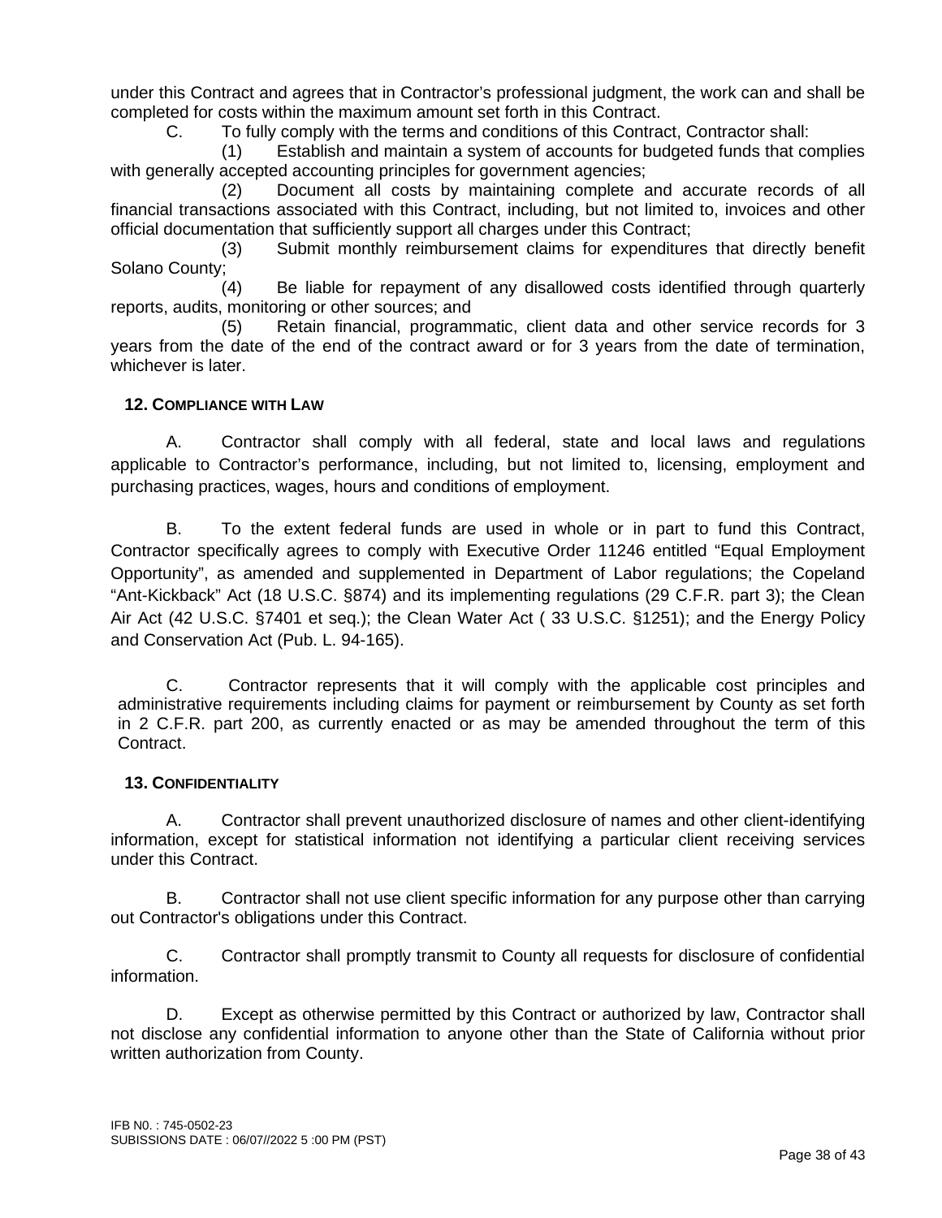under this Contract and agrees that in Contractor's professional judgment, the work can and shall be completed for costs within the maximum amount set forth in this Contract.

C. To fully comply with the terms and conditions of this Contract, Contractor shall:

(1) Establish and maintain a system of accounts for budgeted funds that complies with generally accepted accounting principles for government agencies;

(2) Document all costs by maintaining complete and accurate records of all financial transactions associated with this Contract, including, but not limited to, invoices and other official documentation that sufficiently support all charges under this Contract;

(3) Submit monthly reimbursement claims for expenditures that directly benefit Solano County;

(4) Be liable for repayment of any disallowed costs identified through quarterly reports, audits, monitoring or other sources; and

(5) Retain financial, programmatic, client data and other service records for 3 years from the date of the end of the contract award or for 3 years from the date of termination, whichever is later.

### 12. Compliance with Law

A. Contractor shall comply with all federal, state and local laws and regulations applicable to Contractor's performance, including, but not limited to, licensing, employment and purchasing practices, wages, hours and conditions of employment.

B. To the extent federal funds are used in whole or in part to fund this Contract, Contractor specifically agrees to comply with Executive Order 11246 entitled "Equal Employment Opportunity", as amended and supplemented in Department of Labor regulations; the Copeland "Ant-Kickback" Act (18 U.S.C. §874) and its implementing regulations (29 C.F.R. part 3); the Clean Air Act (42 U.S.C. §7401 et seq.); the Clean Water Act ( 33 U.S.C. §1251); and the Energy Policy and Conservation Act (Pub. L. 94-165).

C. Contractor represents that it will comply with the applicable cost principles and administrative requirements including claims for payment or reimbursement by County as set forth in 2 C.F.R. part 200, as currently enacted or as may be amended throughout the term of this Contract.

### 13. Confidentiality

A. Contractor shall prevent unauthorized disclosure of names and other client-identifying information, except for statistical information not identifying a particular client receiving services under this Contract.

B. Contractor shall not use client specific information for any purpose other than carrying out Contractor's obligations under this Contract.

C. Contractor shall promptly transmit to County all requests for disclosure of confidential information.

D. Except as otherwise permitted by this Contract or authorized by law, Contractor shall not disclose any confidential information to anyone other than the State of California without prior written authorization from County.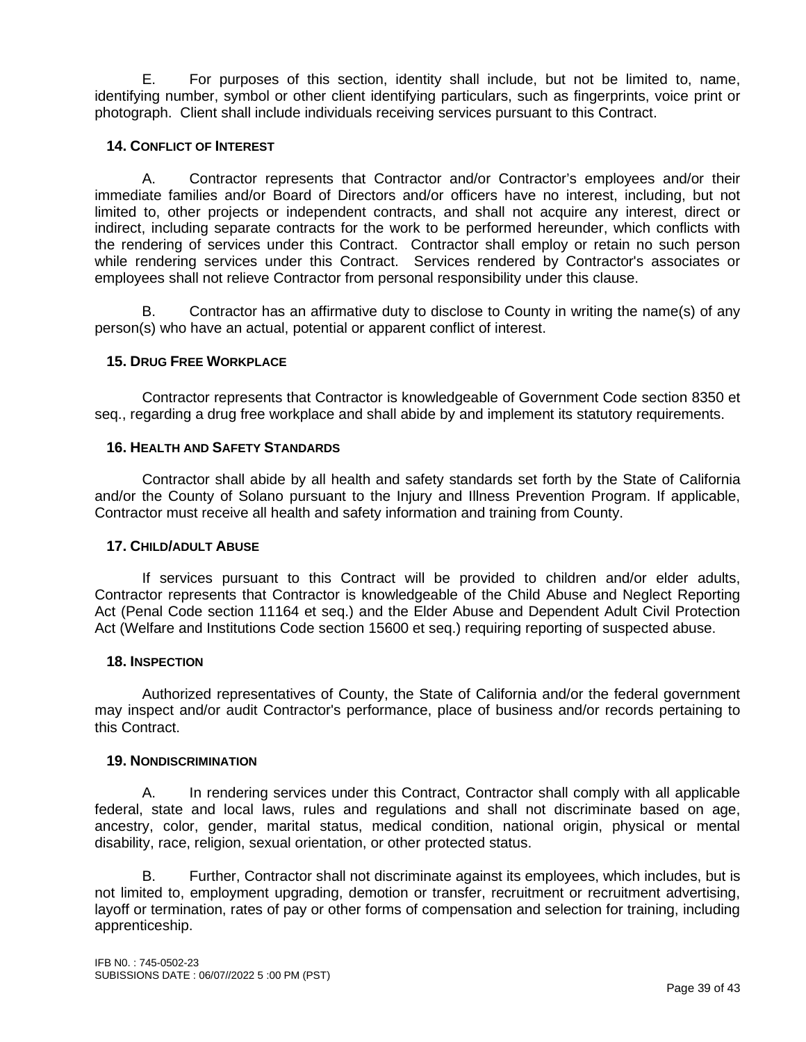E. For purposes of this section, identity shall include, but not be limited to, name, identifying number, symbol or other client identifying particulars, such as fingerprints, voice print or photograph. Client shall include individuals receiving services pursuant to this Contract.

### 14. Conflict of Interest

A. Contractor represents that Contractor and/or Contractor's employees and/or their immediate families and/or Board of Directors and/or officers have no interest, including, but not limited to, other projects or independent contracts, and shall not acquire any interest, direct or indirect, including separate contracts for the work to be performed hereunder, which conflicts with the rendering of services under this Contract. Contractor shall employ or retain no such person while rendering services under this Contract. Services rendered by Contractor's associates or employees shall not relieve Contractor from personal responsibility under this clause.

B. Contractor has an affirmative duty to disclose to County in writing the name(s) of any person(s) who have an actual, potential or apparent conflict of interest.

### 15. Drug Free Workplace

Contractor represents that Contractor is knowledgeable of Government Code section 8350 et seq., regarding a drug free workplace and shall abide by and implement its statutory requirements.

### 16. Health and Safety Standards

Contractor shall abide by all health and safety standards set forth by the State of California and/or the County of Solano pursuant to the Injury and Illness Prevention Program. If applicable, Contractor must receive all health and safety information and training from County.

### 17. Child/adult Abuse

If services pursuant to this Contract will be provided to children and/or elder adults, Contractor represents that Contractor is knowledgeable of the Child Abuse and Neglect Reporting Act (Penal Code section 11164 et seq.) and the Elder Abuse and Dependent Adult Civil Protection Act (Welfare and Institutions Code section 15600 et seq.) requiring reporting of suspected abuse.

### 18. Inspection

Authorized representatives of County, the State of California and/or the federal government may inspect and/or audit Contractor's performance, place of business and/or records pertaining to this Contract.

### 19. Nondiscrimination

A. In rendering services under this Contract, Contractor shall comply with all applicable federal, state and local laws, rules and regulations and shall not discriminate based on age, ancestry, color, gender, marital status, medical condition, national origin, physical or mental disability, race, religion, sexual orientation, or other protected status.

B. Further, Contractor shall not discriminate against its employees, which includes, but is not limited to, employment upgrading, demotion or transfer, recruitment or recruitment advertising, layoff or termination, rates of pay or other forms of compensation and selection for training, including apprenticeship.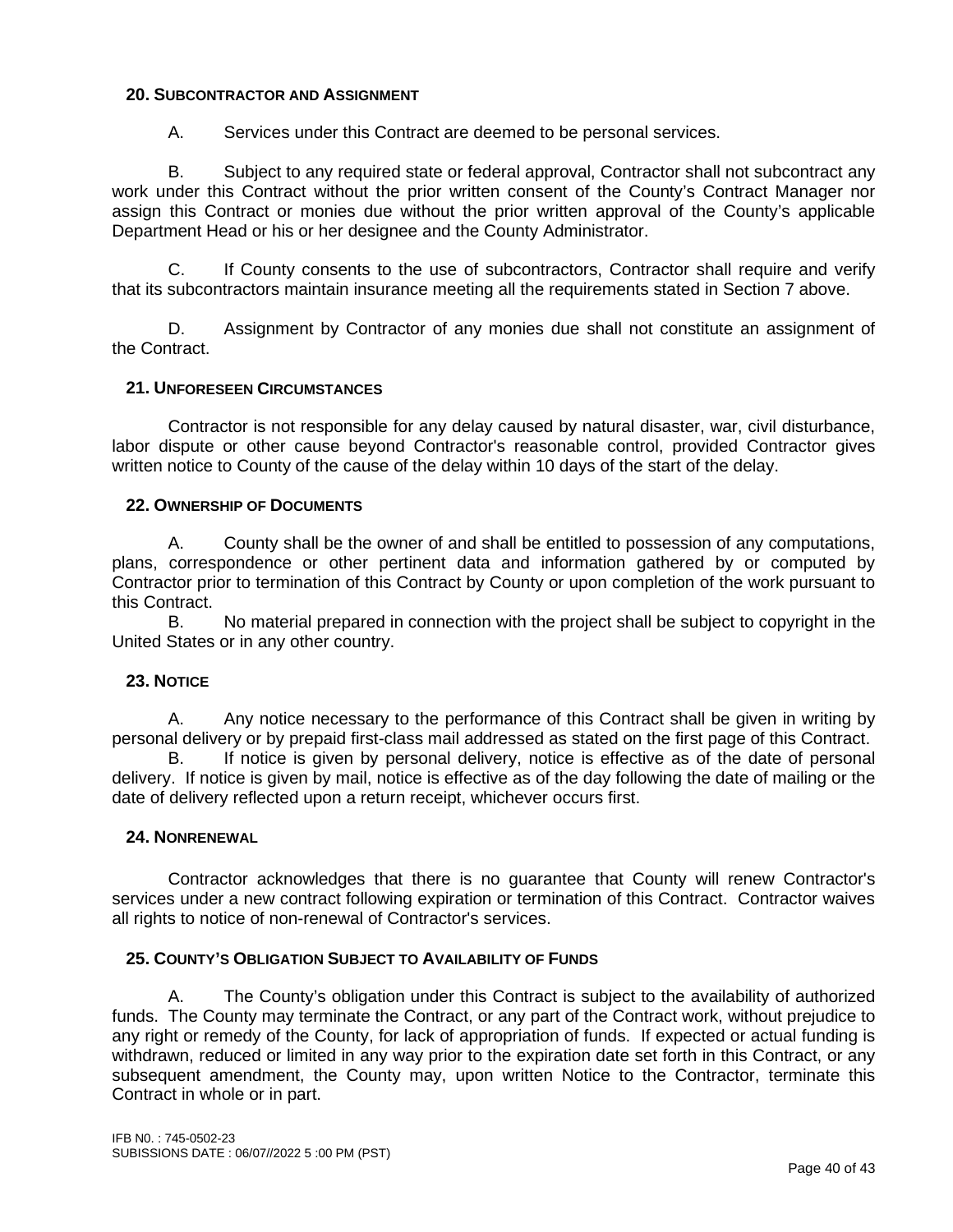### 20. Subcontractor and Assignment

A. Services under this Contract are deemed to be personal services.

B. Subject to any required state or federal approval, Contractor shall not subcontract any work under this Contract without the prior written consent of the County's Contract Manager nor assign this Contract or monies due without the prior written approval of the County's applicable Department Head or his or her designee and the County Administrator.

C. If County consents to the use of subcontractors, Contractor shall require and verify that its subcontractors maintain insurance meeting all the requirements stated in Section 7 above.

D. Assignment by Contractor of any monies due shall not constitute an assignment of the Contract.

### 21. Unforeseen Circumstances

Contractor is not responsible for any delay caused by natural disaster, war, civil disturbance, labor dispute or other cause beyond Contractor's reasonable control, provided Contractor gives written notice to County of the cause of the delay within 10 days of the start of the delay.

### 22. Ownership of Documents

A. County shall be the owner of and shall be entitled to possession of any computations, plans, correspondence or other pertinent data and information gathered by or computed by Contractor prior to termination of this Contract by County or upon completion of the work pursuant to this Contract.

B. No material prepared in connection with the project shall be subject to copyright in the United States or in any other country.

### 23. Notice

A. Any notice necessary to the performance of this Contract shall be given in writing by personal delivery or by prepaid first-class mail addressed as stated on the first page of this Contract.

B. If notice is given by personal delivery, notice is effective as of the date of personal delivery. If notice is given by mail, notice is effective as of the day following the date of mailing or the date of delivery reflected upon a return receipt, whichever occurs first.

### 24. Nonrenewal

Contractor acknowledges that there is no guarantee that County will renew Contractor's services under a new contract following expiration or termination of this Contract. Contractor waives all rights to notice of non-renewal of Contractor's services.

### 25. County's Obligation Subject to Availability of Funds

A. The County's obligation under this Contract is subject to the availability of authorized funds. The County may terminate the Contract, or any part of the Contract work, without prejudice to any right or remedy of the County, for lack of appropriation of funds. If expected or actual funding is withdrawn, reduced or limited in any way prior to the expiration date set forth in this Contract, or any subsequent amendment, the County may, upon written Notice to the Contractor, terminate this Contract in whole or in part.

IFB N0. : 745-0502-23
SUBISSIONS DATE : 06/07//2022 5 :00 PM (PST)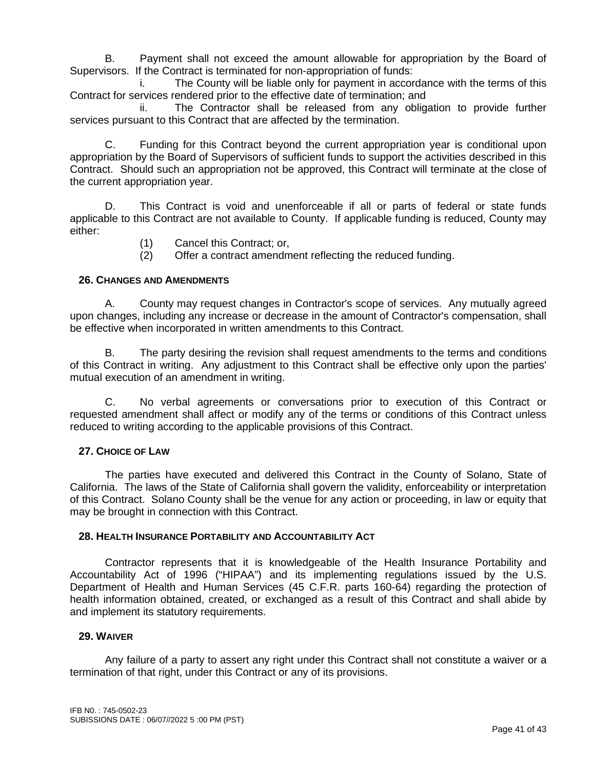B. Payment shall not exceed the amount allowable for appropriation by the Board of Supervisors. If the Contract is terminated for non-appropriation of funds:

i. The County will be liable only for payment in accordance with the terms of this Contract for services rendered prior to the effective date of termination; and

ii. The Contractor shall be released from any obligation to provide further services pursuant to this Contract that are affected by the termination.

C. Funding for this Contract beyond the current appropriation year is conditional upon appropriation by the Board of Supervisors of sufficient funds to support the activities described in this Contract. Should such an appropriation not be approved, this Contract will terminate at the close of the current appropriation year.

D. This Contract is void and unenforceable if all or parts of federal or state funds applicable to this Contract are not available to County. If applicable funding is reduced, County may either:

(1) Cancel this Contract; or,

(2) Offer a contract amendment reflecting the reduced funding.

### 26. Changes and Amendments

A. County may request changes in Contractor's scope of services. Any mutually agreed upon changes, including any increase or decrease in the amount of Contractor's compensation, shall be effective when incorporated in written amendments to this Contract.

B. The party desiring the revision shall request amendments to the terms and conditions of this Contract in writing. Any adjustment to this Contract shall be effective only upon the parties' mutual execution of an amendment in writing.

C. No verbal agreements or conversations prior to execution of this Contract or requested amendment shall affect or modify any of the terms or conditions of this Contract unless reduced to writing according to the applicable provisions of this Contract.

### 27. Choice of Law

The parties have executed and delivered this Contract in the County of Solano, State of California. The laws of the State of California shall govern the validity, enforceability or interpretation of this Contract. Solano County shall be the venue for any action or proceeding, in law or equity that may be brought in connection with this Contract.

### 28. Health Insurance Portability and Accountability Act

Contractor represents that it is knowledgeable of the Health Insurance Portability and Accountability Act of 1996 ("HIPAA") and its implementing regulations issued by the U.S. Department of Health and Human Services (45 C.F.R. parts 160-64) regarding the protection of health information obtained, created, or exchanged as a result of this Contract and shall abide by and implement its statutory requirements.

### 29. Waiver

Any failure of a party to assert any right under this Contract shall not constitute a waiver or a termination of that right, under this Contract or any of its provisions.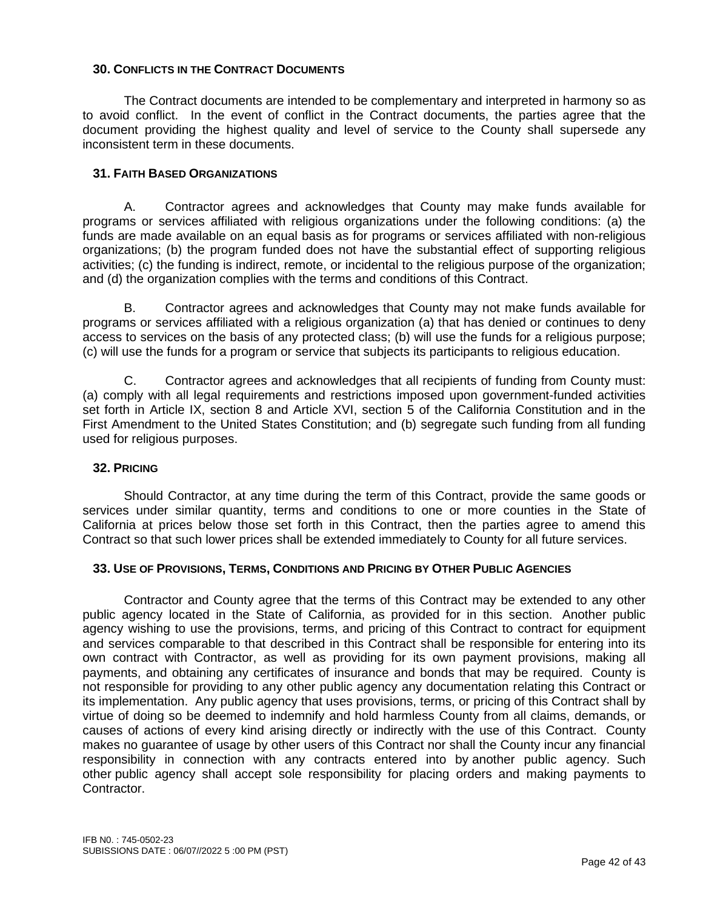### 30. Conflicts in the Contract Documents

The Contract documents are intended to be complementary and interpreted in harmony so as to avoid conflict. In the event of conflict in the Contract documents, the parties agree that the document providing the highest quality and level of service to the County shall supersede any inconsistent term in these documents.

### 31. Faith Based Organizations

A. Contractor agrees and acknowledges that County may make funds available for programs or services affiliated with religious organizations under the following conditions: (a) the funds are made available on an equal basis as for programs or services affiliated with non-religious organizations; (b) the program funded does not have the substantial effect of supporting religious activities; (c) the funding is indirect, remote, or incidental to the religious purpose of the organization; and (d) the organization complies with the terms and conditions of this Contract.

B. Contractor agrees and acknowledges that County may not make funds available for programs or services affiliated with a religious organization (a) that has denied or continues to deny access to services on the basis of any protected class; (b) will use the funds for a religious purpose; (c) will use the funds for a program or service that subjects its participants to religious education.

C. Contractor agrees and acknowledges that all recipients of funding from County must: (a) comply with all legal requirements and restrictions imposed upon government-funded activities set forth in Article IX, section 8 and Article XVI, section 5 of the California Constitution and in the First Amendment to the United States Constitution; and (b) segregate such funding from all funding used for religious purposes.

### 32. Pricing

Should Contractor, at any time during the term of this Contract, provide the same goods or services under similar quantity, terms and conditions to one or more counties in the State of California at prices below those set forth in this Contract, then the parties agree to amend this Contract so that such lower prices shall be extended immediately to County for all future services.

### 33. Use of Provisions, Terms, Conditions and Pricing by Other Public Agencies

Contractor and County agree that the terms of this Contract may be extended to any other public agency located in the State of California, as provided for in this section. Another public agency wishing to use the provisions, terms, and pricing of this Contract to contract for equipment and services comparable to that described in this Contract shall be responsible for entering into its own contract with Contractor, as well as providing for its own payment provisions, making all payments, and obtaining any certificates of insurance and bonds that may be required. County is not responsible for providing to any other public agency any documentation relating this Contract or its implementation. Any public agency that uses provisions, terms, or pricing of this Contract shall by virtue of doing so be deemed to indemnify and hold harmless County from all claims, demands, or causes of actions of every kind arising directly or indirectly with the use of this Contract. County makes no guarantee of usage by other users of this Contract nor shall the County incur any financial responsibility in connection with any contracts entered into by another public agency. Such other public agency shall accept sole responsibility for placing orders and making payments to Contractor.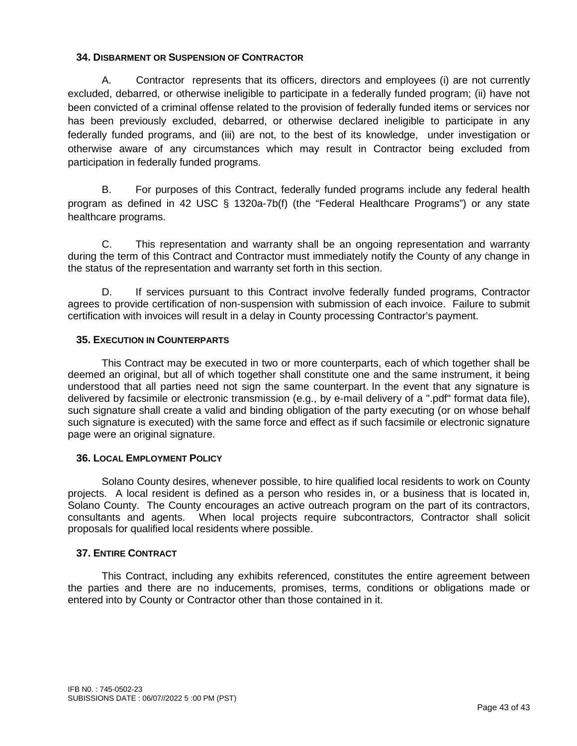### 34. DISBARMENT OR SUSPENSION OF CONTRACTOR

A. Contractor represents that its officers, directors and employees (i) are not currently excluded, debarred, or otherwise ineligible to participate in a federally funded program; (ii) have not been convicted of a criminal offense related to the provision of federally funded items or services nor has been previously excluded, debarred, or otherwise declared ineligible to participate in any federally funded programs, and (iii) are not, to the best of its knowledge, under investigation or otherwise aware of any circumstances which may result in Contractor being excluded from participation in federally funded programs.

B. For purposes of this Contract, federally funded programs include any federal health program as defined in 42 USC § 1320a-7b(f) (the "Federal Healthcare Programs") or any state healthcare programs.

C. This representation and warranty shall be an ongoing representation and warranty during the term of this Contract and Contractor must immediately notify the County of any change in the status of the representation and warranty set forth in this section.

D. If services pursuant to this Contract involve federally funded programs, Contractor agrees to provide certification of non-suspension with submission of each invoice. Failure to submit certification with invoices will result in a delay in County processing Contractor's payment.

### 35. EXECUTION IN COUNTERPARTS

This Contract may be executed in two or more counterparts, each of which together shall be deemed an original, but all of which together shall constitute one and the same instrument, it being understood that all parties need not sign the same counterpart. In the event that any signature is delivered by facsimile or electronic transmission (e.g., by e-mail delivery of a ".pdf" format data file), such signature shall create a valid and binding obligation of the party executing (or on whose behalf such signature is executed) with the same force and effect as if such facsimile or electronic signature page were an original signature.

### 36. LOCAL EMPLOYMENT POLICY

Solano County desires, whenever possible, to hire qualified local residents to work on County projects. A local resident is defined as a person who resides in, or a business that is located in, Solano County. The County encourages an active outreach program on the part of its contractors, consultants and agents. When local projects require subcontractors, Contractor shall solicit proposals for qualified local residents where possible.

### 37. ENTIRE CONTRACT

This Contract, including any exhibits referenced, constitutes the entire agreement between the parties and there are no inducements, promises, terms, conditions or obligations made or entered into by County or Contractor other than those contained in it.